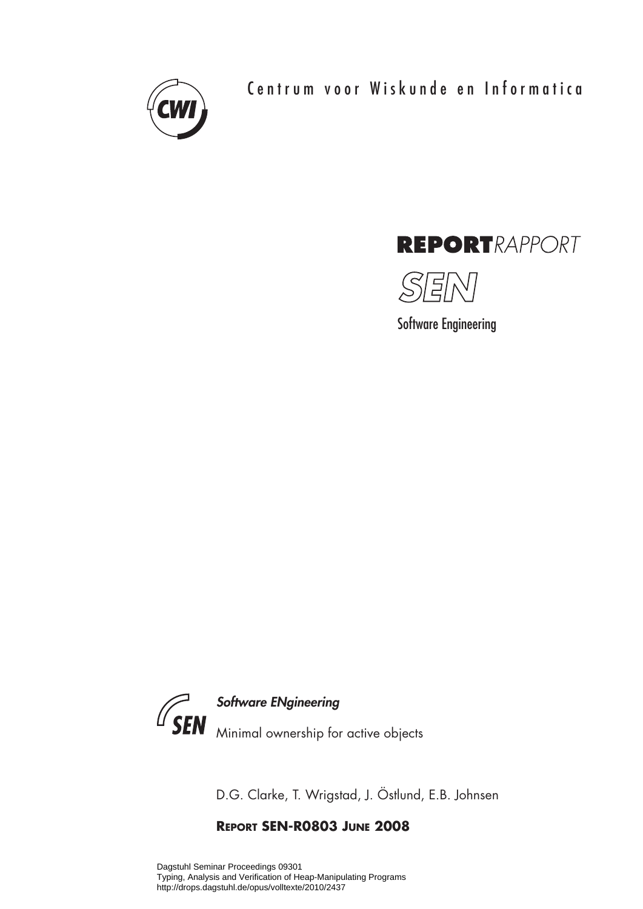Centrum voor Wiskunde en Informatica

**REPORT** *RAPPORT*

*SEN*

Software Engineering

***Software ENgineering***

Minimal ownership for active objects

D.G. Clarke, T. Wrigstad, J. Östlund, E.B. Johnsen

**REPORT SEN-R0803 JUNE 2008**

Dagstuhl Seminar Proceedings 09301
Typing, Analysis and Verification of Heap-Manipulating Programs
http://drops.dagstuhl.de/opus/volltexte/2010/2437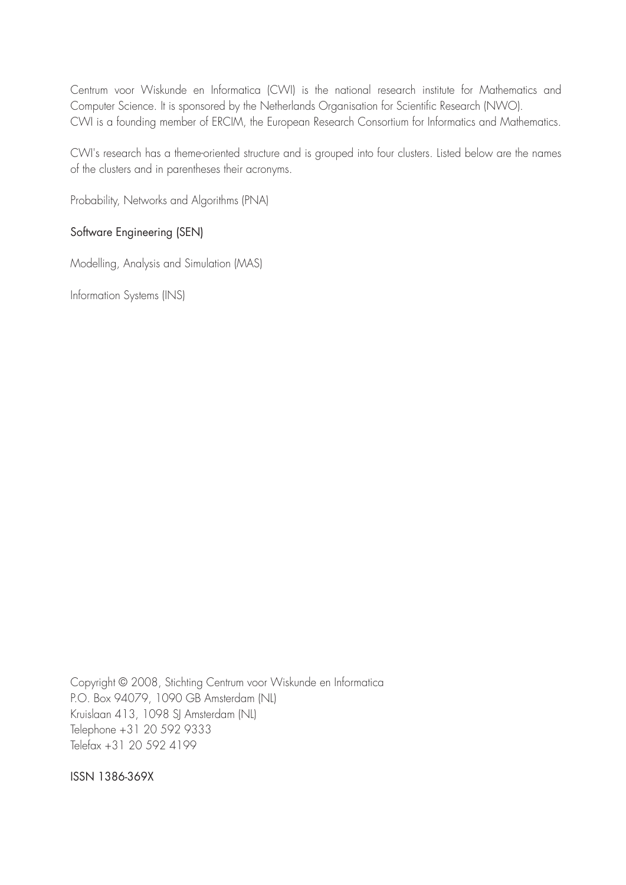Centrum voor Wiskunde en Informatica (CWI) is the national research institute for Mathematics and Computer Science. It is sponsored by the Netherlands Organisation for Scientific Research (NWO).
CWI is a founding member of ERCIM, the European Research Consortium for Informatics and Mathematics.

CWI's research has a theme-oriented structure and is grouped into four clusters. Listed below are the names of the clusters and in parentheses their acronyms.

Probability, Networks and Algorithms (PNA)

Software Engineering (SEN)

Modelling, Analysis and Simulation (MAS)

Information Systems (INS)

Copyright © 2008, Stichting Centrum voor Wiskunde en Informatica
P.O. Box 94079, 1090 GB Amsterdam (NL)
Kruislaan 413, 1098 SJ Amsterdam (NL)
Telephone +31 20 592 9333
Telefax +31 20 592 4199

ISSN 1386-369X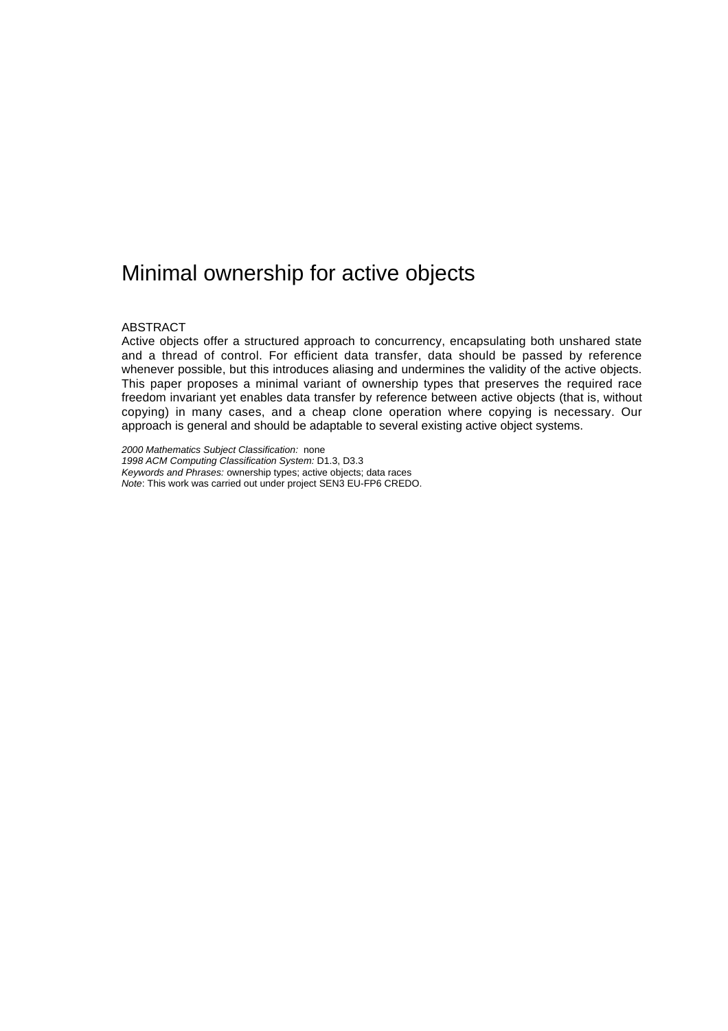# Minimal ownership for active objects

ABSTRACT

Active objects offer a structured approach to concurrency, encapsulating both unshared state and a thread of control. For efficient data transfer, data should be passed by reference whenever possible, but this introduces aliasing and undermines the validity of the active objects. This paper proposes a minimal variant of ownership types that preserves the required race freedom invariant yet enables data transfer by reference between active objects (that is, without copying) in many cases, and a cheap clone operation where copying is necessary. Our approach is general and should be adaptable to several existing active object systems.

*2000 Mathematics Subject Classification:* none

*1998 ACM Computing Classification System:* D1.3, D3.3

*Keywords and Phrases:* ownership types; active objects; data races

*Note*: This work was carried out under project SEN3 EU-FP6 CREDO.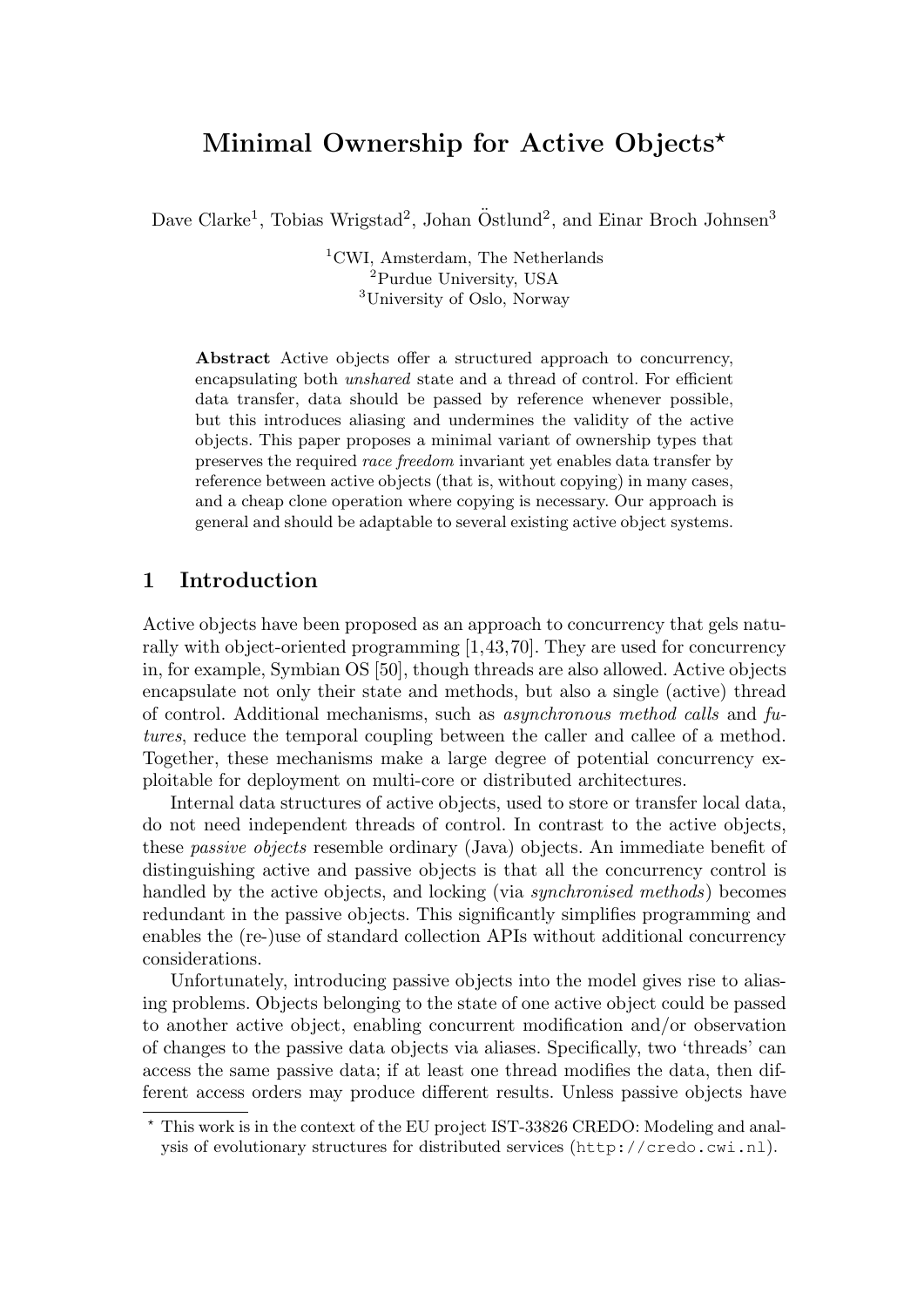# Minimal Ownership for Active Objects*

Dave Clarke[1], Tobias Wrigstad[2], Johan Östlund[2], and Einar Broch Johnsen[3]

[1]CWI, Amsterdam, The Netherlands
[2]Purdue University, USA
[3]University of Oslo, Norway

**Abstract** Active objects offer a structured approach to concurrency, encapsulating both *unshared* state and a thread of control. For efficient data transfer, data should be passed by reference whenever possible, but this introduces aliasing and undermines the validity of the active objects. This paper proposes a minimal variant of ownership types that preserves the required *race freedom* invariant yet enables data transfer by reference between active objects (that is, without copying) in many cases, and a cheap clone operation where copying is necessary. Our approach is general and should be adaptable to several existing active object systems.

## 1 Introduction

Active objects have been proposed as an approach to concurrency that gels naturally with object-oriented programming [1,43,70]. They are used for concurrency in, for example, Symbian OS [50], though threads are also allowed. Active objects encapsulate not only their state and methods, but also a single (active) thread of control. Additional mechanisms, such as *asynchronous method calls* and *futures*, reduce the temporal coupling between the caller and callee of a method. Together, these mechanisms make a large degree of potential concurrency exploitable for deployment on multi-core or distributed architectures.

Internal data structures of active objects, used to store or transfer local data, do not need independent threads of control. In contrast to the active objects, these *passive objects* resemble ordinary (Java) objects. An immediate benefit of distinguishing active and passive objects is that all the concurrency control is handled by the active objects, and locking (via *synchronised methods*) becomes redundant in the passive objects. This significantly simplifies programming and enables the (re-)use of standard collection APIs without additional concurrency considerations.

Unfortunately, introducing passive objects into the model gives rise to aliasing problems. Objects belonging to the state of one active object could be passed to another active object, enabling concurrent modification and/or observation of changes to the passive data objects via aliases. Specifically, two 'threads' can access the same passive data; if at least one thread modifies the data, then different access orders may produce different results. Unless passive objects have

* This work is in the context of the EU project IST-33826 CREDO: Modeling and analysis of evolutionary structures for distributed services (http://credo.cwi.nl).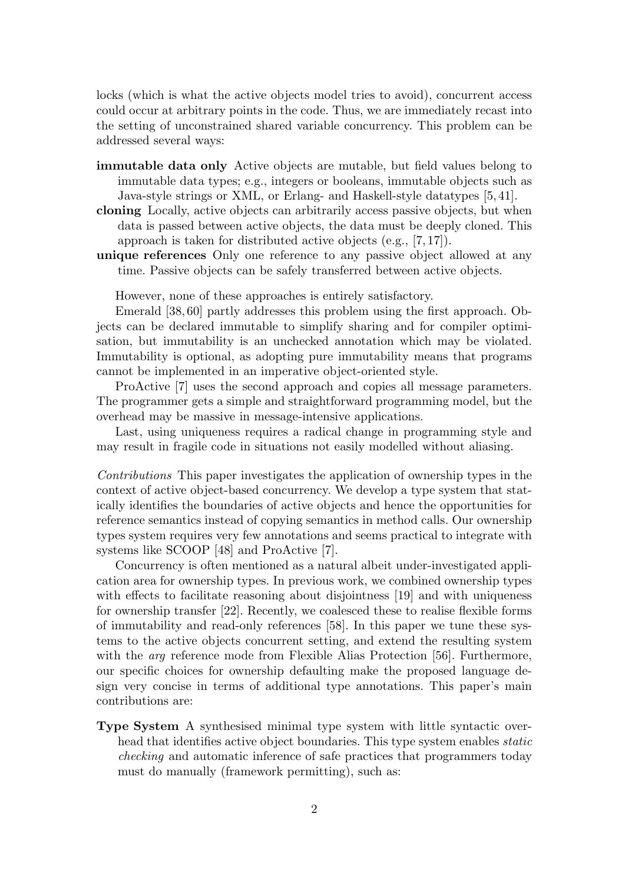locks (which is what the active objects model tries to avoid), concurrent access could occur at arbitrary points in the code. Thus, we are immediately recast into the setting of unconstrained shared variable concurrency. This problem can be addressed several ways:

**immutable data only** Active objects are mutable, but field values belong to immutable data types; e.g., integers or booleans, immutable objects such as Java-style strings or XML, or Erlang- and Haskell-style datatypes [5, 41].

**cloning** Locally, active objects can arbitrarily access passive objects, but when data is passed between active objects, the data must be deeply cloned. This approach is taken for distributed active objects (e.g., [7, 17]).

**unique references** Only one reference to any passive object allowed at any time. Passive objects can be safely transferred between active objects.

However, none of these approaches is entirely satisfactory.

Emerald [38, 60] partly addresses this problem using the first approach. Objects can be declared immutable to simplify sharing and for compiler optimisation, but immutability is an unchecked annotation which may be violated. Immutability is optional, as adopting pure immutability means that programs cannot be implemented in an imperative object-oriented style.

ProActive [7] uses the second approach and copies all message parameters. The programmer gets a simple and straightforward programming model, but the overhead may be massive in message-intensive applications.

Last, using uniqueness requires a radical change in programming style and may result in fragile code in situations not easily modelled without aliasing.

*Contributions* This paper investigates the application of ownership types in the context of active object-based concurrency. We develop a type system that statically identifies the boundaries of active objects and hence the opportunities for reference semantics instead of copying semantics in method calls. Our ownership types system requires very few annotations and seems practical to integrate with systems like SCOOP [48] and ProActive [7].

Concurrency is often mentioned as a natural albeit under-investigated application area for ownership types. In previous work, we combined ownership types with effects to facilitate reasoning about disjointness [19] and with uniqueness for ownership transfer [22]. Recently, we coalesced these to realise flexible forms of immutability and read-only references [58]. In this paper we tune these systems to the active objects concurrent setting, and extend the resulting system with the *arg* reference mode from Flexible Alias Protection [56]. Furthermore, our specific choices for ownership defaulting make the proposed language design very concise in terms of additional type annotations. This paper's main contributions are:

**Type System** A synthesised minimal type system with little syntactic overhead that identifies active object boundaries. This type system enables *static checking* and automatic inference of safe practices that programmers today must do manually (framework permitting), such as: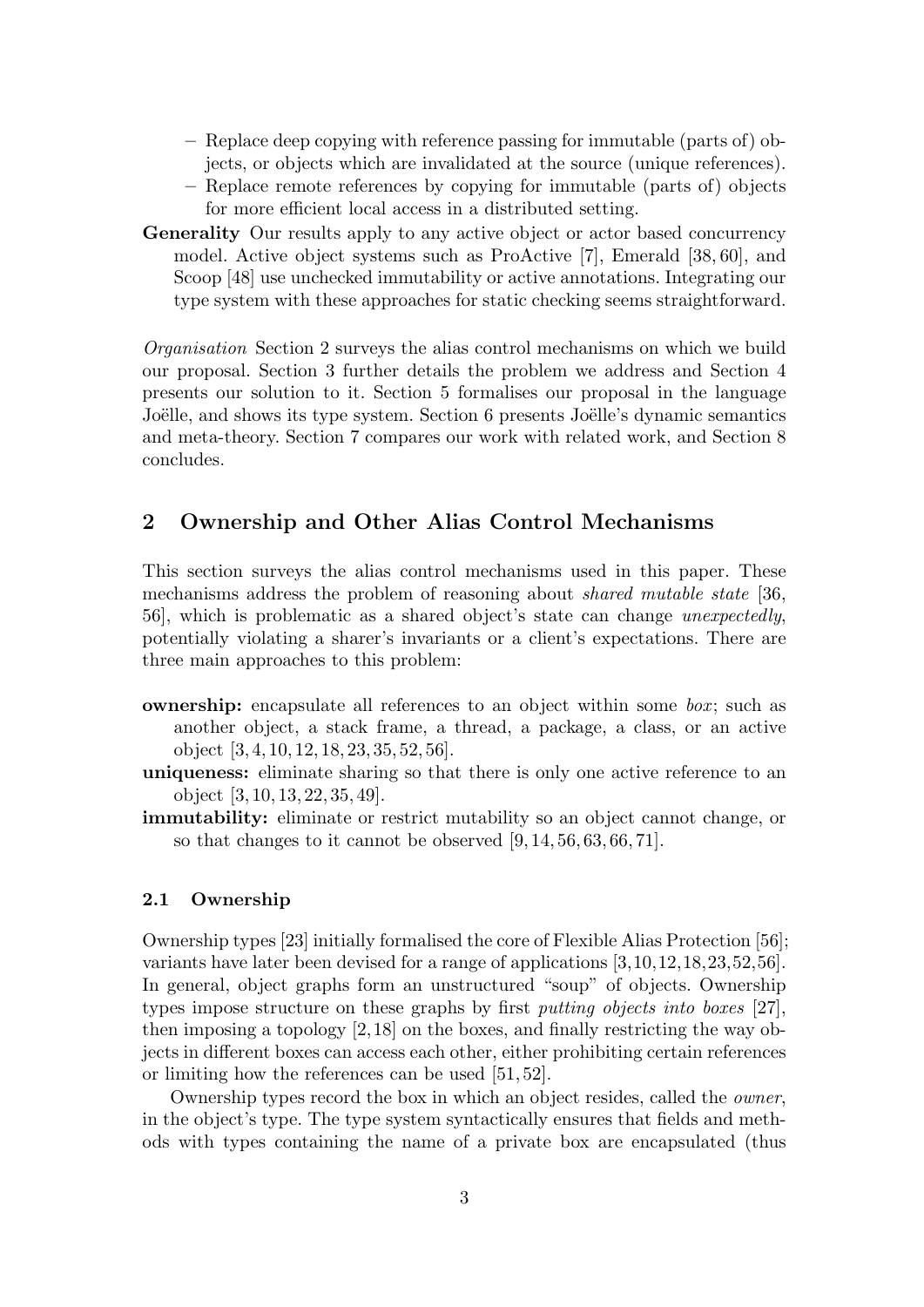- Replace deep copying with reference passing for immutable (parts of) objects, or objects which are invalidated at the source (unique references).
  - Replace remote references by copying for immutable (parts of) objects for more efficient local access in a distributed setting.

**Generality** Our results apply to any active object or actor based concurrency model. Active object systems such as ProActive [7], Emerald [38, 60], and Scoop [48] use unchecked immutability or active annotations. Integrating our type system with these approaches for static checking seems straightforward.

*Organisation* Section 2 surveys the alias control mechanisms on which we build our proposal. Section 3 further details the problem we address and Section 4 presents our solution to it. Section 5 formalises our proposal in the language Joëlle, and shows its type system. Section 6 presents Joëlle's dynamic semantics and meta-theory. Section 7 compares our work with related work, and Section 8 concludes.

## 2 Ownership and Other Alias Control Mechanisms

This section surveys the alias control mechanisms used in this paper. These mechanisms address the problem of reasoning about *shared mutable state* [36, 56], which is problematic as a shared object's state can change *unexpectedly*, potentially violating a sharer's invariants or a client's expectations. There are three main approaches to this problem:

**ownership:** encapsulate all references to an object within some *box*; such as another object, a stack frame, a thread, a package, a class, or an active object [3, 4, 10, 12, 18, 23, 35, 52, 56].

**uniqueness:** eliminate sharing so that there is only one active reference to an object [3, 10, 13, 22, 35, 49].

**immutability:** eliminate or restrict mutability so an object cannot change, or so that changes to it cannot be observed [9, 14, 56, 63, 66, 71].

### 2.1 Ownership

Ownership types [23] initially formalised the core of Flexible Alias Protection [56]; variants have later been devised for a range of applications [3,10,12,18,23,52,56]. In general, object graphs form an unstructured "soup" of objects. Ownership types impose structure on these graphs by first *putting objects into boxes* [27], then imposing a topology [2, 18] on the boxes, and finally restricting the way objects in different boxes can access each other, either prohibiting certain references or limiting how the references can be used [51, 52].

Ownership types record the box in which an object resides, called the *owner*, in the object's type. The type system syntactically ensures that fields and methods with types containing the name of a private box are encapsulated (thus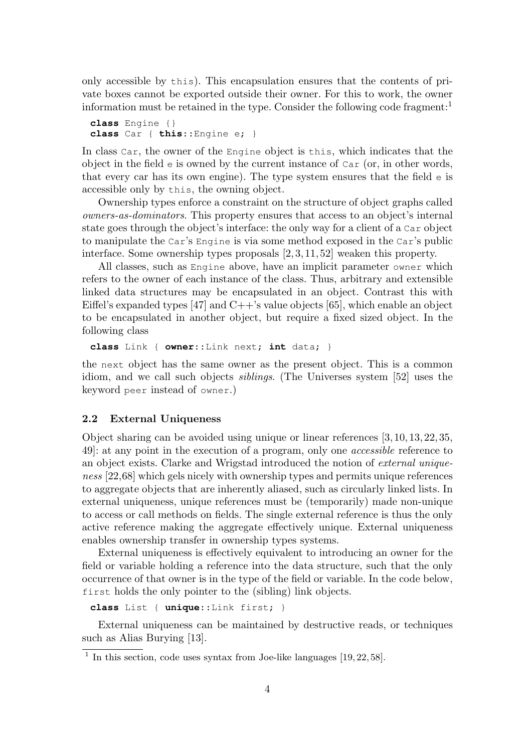only accessible by `this`). This encapsulation ensures that the contents of private boxes cannot be exported outside their owner. For this to work, the owner information must be retained in the type. Consider the following code fragment:[1]

```
class Engine {}
class Car { this::Engine e; }
```

In class `Car`, the owner of the `Engine` object is `this`, which indicates that the object in the field `e` is owned by the current instance of `Car` (or, in other words, that every car has its own engine). The type system ensures that the field `e` is accessible only by `this`, the owning object.

Ownership types enforce a constraint on the structure of object graphs called *owners-as-dominators*. This property ensures that access to an object's internal state goes through the object's interface: the only way for a client of a `Car` object to manipulate the `Car`'s `Engine` is via some method exposed in the `Car`'s public interface. Some ownership types proposals [2, 3, 11, 52] weaken this property.

All classes, such as `Engine` above, have an implicit parameter `owner` which refers to the owner of each instance of the class. Thus, arbitrary and extensible linked data structures may be encapsulated in an object. Contrast this with Eiffel's expanded types [47] and C++'s value objects [65], which enable an object to be encapsulated in another object, but require a fixed sized object. In the following class

```
class Link { owner::Link next; int data; }
```

the `next` object has the same owner as the present object. This is a common idiom, and we call such objects *siblings*. (The Universes system [52] uses the keyword `peer` instead of `owner`.)

### 2.2 External Uniqueness

Object sharing can be avoided using unique or linear references [3, 10, 13, 22, 35, 49]: at any point in the execution of a program, only one *accessible* reference to an object exists. Clarke and Wrigstad introduced the notion of *external uniqueness* [22,68] which gels nicely with ownership types and permits unique references to aggregate objects that are inherently aliased, such as circularly linked lists. In external uniqueness, unique references must be (temporarily) made non-unique to access or call methods on fields. The single external reference is thus the only active reference making the aggregate effectively unique. External uniqueness enables ownership transfer in ownership types systems.

External uniqueness is effectively equivalent to introducing an owner for the field or variable holding a reference into the data structure, such that the only occurrence of that owner is in the type of the field or variable. In the code below, `first` holds the only pointer to the (sibling) link objects.

```
class List { unique::Link first; }
```

External uniqueness can be maintained by destructive reads, or techniques such as Alias Burying [13].

[1] In this section, code uses syntax from Joe-like languages [19, 22, 58].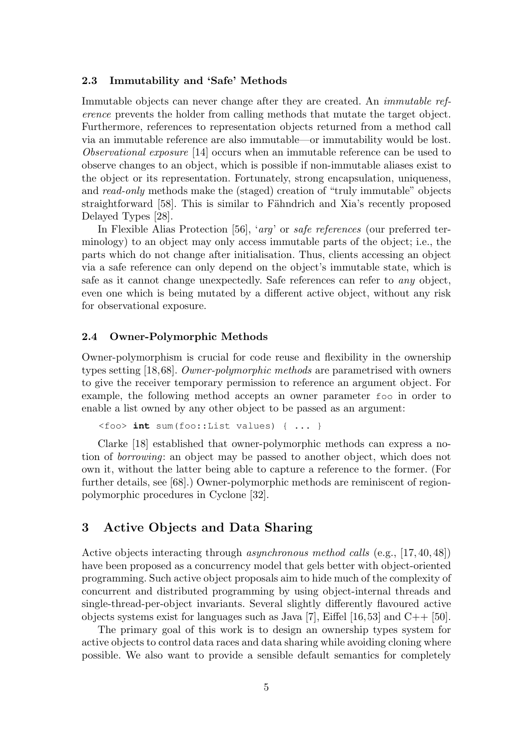### 2.3 Immutability and 'Safe' Methods

Immutable objects can never change after they are created. An *immutable reference* prevents the holder from calling methods that mutate the target object. Furthermore, references to representation objects returned from a method call via an immutable reference are also immutable—or immutability would be lost. *Observational exposure* [14] occurs when an immutable reference can be used to observe changes to an object, which is possible if non-immutable aliases exist to the object or its representation. Fortunately, strong encapsulation, uniqueness, and *read-only* methods make the (staged) creation of "truly immutable" objects straightforward [58]. This is similar to Fähndrich and Xia's recently proposed Delayed Types [28].

In Flexible Alias Protection [56], '*arg*' or *safe references* (our preferred terminology) to an object may only access immutable parts of the object; i.e., the parts which do not change after initialisation. Thus, clients accessing an object via a safe reference can only depend on the object's immutable state, which is safe as it cannot change unexpectedly. Safe references can refer to *any* object, even one which is being mutated by a different active object, without any risk for observational exposure.

### 2.4 Owner-Polymorphic Methods

Owner-polymorphism is crucial for code reuse and flexibility in the ownership types setting [18,68]. *Owner-polymorphic methods* are parametrised with owners to give the receiver temporary permission to reference an argument object. For example, the following method accepts an owner parameter `foo` in order to enable a list owned by any other object to be passed as an argument:

```
<foo> int sum(foo::List values) { ... }
```

Clarke [18] established that owner-polymorphic methods can express a notion of *borrowing*: an object may be passed to another object, which does not own it, without the latter being able to capture a reference to the former. (For further details, see [68].) Owner-polymorphic methods are reminiscent of region-polymorphic procedures in Cyclone [32].

## 3 Active Objects and Data Sharing

Active objects interacting through *asynchronous method calls* (e.g., [17, 40, 48]) have been proposed as a concurrency model that gels better with object-oriented programming. Such active object proposals aim to hide much of the complexity of concurrent and distributed programming by using object-internal threads and single-thread-per-object invariants. Several slightly differently flavoured active objects systems exist for languages such as Java [7], Eiffel [16,53] and C++ [50].

The primary goal of this work is to design an ownership types system for active objects to control data races and data sharing while avoiding cloning where possible. We also want to provide a sensible default semantics for completely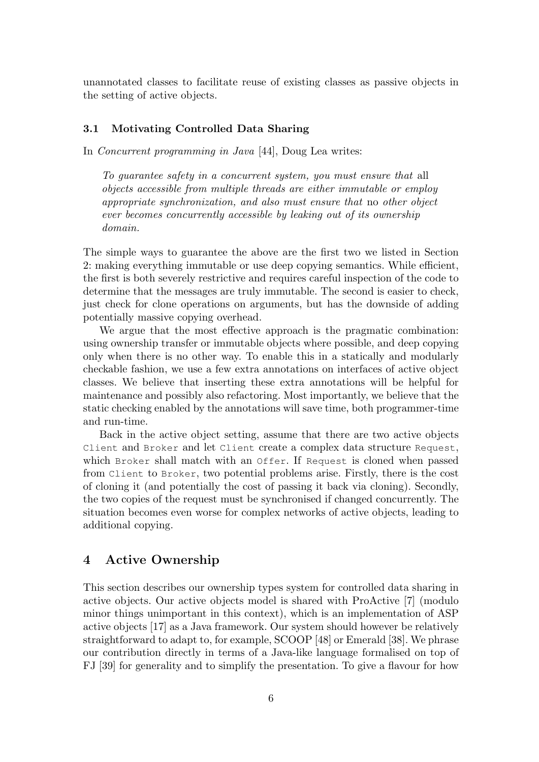unannotated classes to facilitate reuse of existing classes as passive objects in the setting of active objects.

### 3.1 Motivating Controlled Data Sharing

In *Concurrent programming in Java* [44], Doug Lea writes:

> *To guarantee safety in a concurrent system, you must ensure that* all *objects accessible from multiple threads are either immutable or employ appropriate synchronization, and also must ensure that* no *other object ever becomes concurrently accessible by leaking out of its ownership domain.*

The simple ways to guarantee the above are the first two we listed in Section 2: making everything immutable or use deep copying semantics. While efficient, the first is both severely restrictive and requires careful inspection of the code to determine that the messages are truly immutable. The second is easier to check, just check for clone operations on arguments, but has the downside of adding potentially massive copying overhead.

We argue that the most effective approach is the pragmatic combination: using ownership transfer or immutable objects where possible, and deep copying only when there is no other way. To enable this in a statically and modularly checkable fashion, we use a few extra annotations on interfaces of active object classes. We believe that inserting these extra annotations will be helpful for maintenance and possibly also refactoring. Most importantly, we believe that the static checking enabled by the annotations will save time, both programmer-time and run-time.

Back in the active object setting, assume that there are two active objects `Client` and `Broker` and let `Client` create a complex data structure `Request`, which `Broker` shall match with an `Offer`. If `Request` is cloned when passed from `Client` to `Broker`, two potential problems arise. Firstly, there is the cost of cloning it (and potentially the cost of passing it back via cloning). Secondly, the two copies of the request must be synchronised if changed concurrently. The situation becomes even worse for complex networks of active objects, leading to additional copying.

## 4 Active Ownership

This section describes our ownership types system for controlled data sharing in active objects. Our active objects model is shared with ProActive [7] (modulo minor things unimportant in this context), which is an implementation of ASP active objects [17] as a Java framework. Our system should however be relatively straightforward to adapt to, for example, SCOOP [48] or Emerald [38]. We phrase our contribution directly in terms of a Java-like language formalised on top of FJ [39] for generality and to simplify the presentation. To give a flavour for how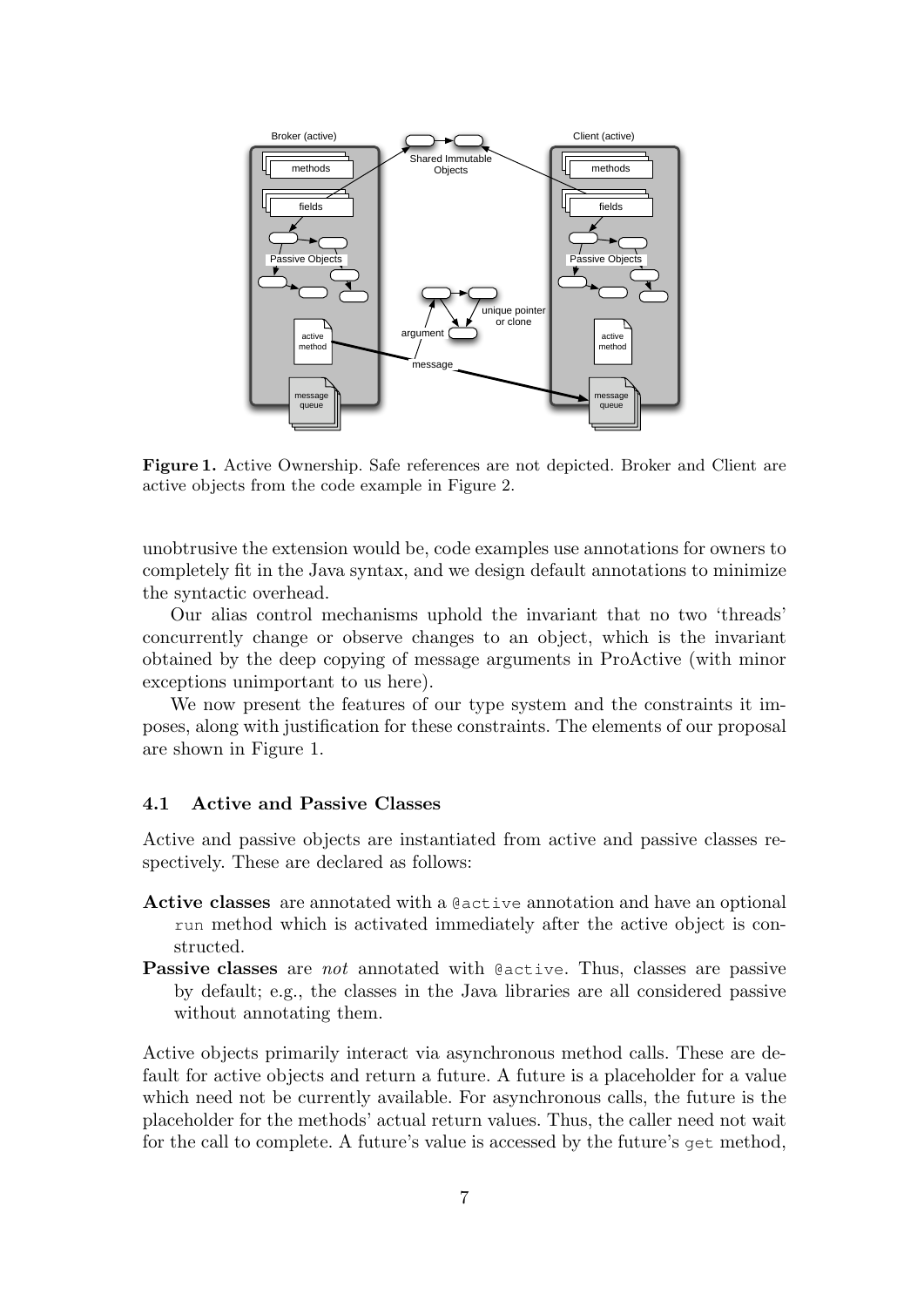**Figure 1.** Active Ownership. Safe references are not depicted. Broker and Client are active objects from the code example in Figure 2.

unobtrusive the extension would be, code examples use annotations for owners to completely fit in the Java syntax, and we design default annotations to minimize the syntactic overhead.

Our alias control mechanisms uphold the invariant that no two 'threads' concurrently change or observe changes to an object, which is the invariant obtained by the deep copying of message arguments in ProActive (with minor exceptions unimportant to us here).

We now present the features of our type system and the constraints it imposes, along with justification for these constraints. The elements of our proposal are shown in Figure 1.

### 4.1 Active and Passive Classes

Active and passive objects are instantiated from active and passive classes respectively. These are declared as follows:

**Active classes** are annotated with a `@active` annotation and have an optional `run` method which is activated immediately after the active object is constructed.

**Passive classes** are *not* annotated with `@active`. Thus, classes are passive by default; e.g., the classes in the Java libraries are all considered passive without annotating them.

Active objects primarily interact via asynchronous method calls. These are default for active objects and return a future. A future is a placeholder for a value which need not be currently available. For asynchronous calls, the future is the placeholder for the methods' actual return values. Thus, the caller need not wait for the call to complete. A future's value is accessed by the future's `get` method,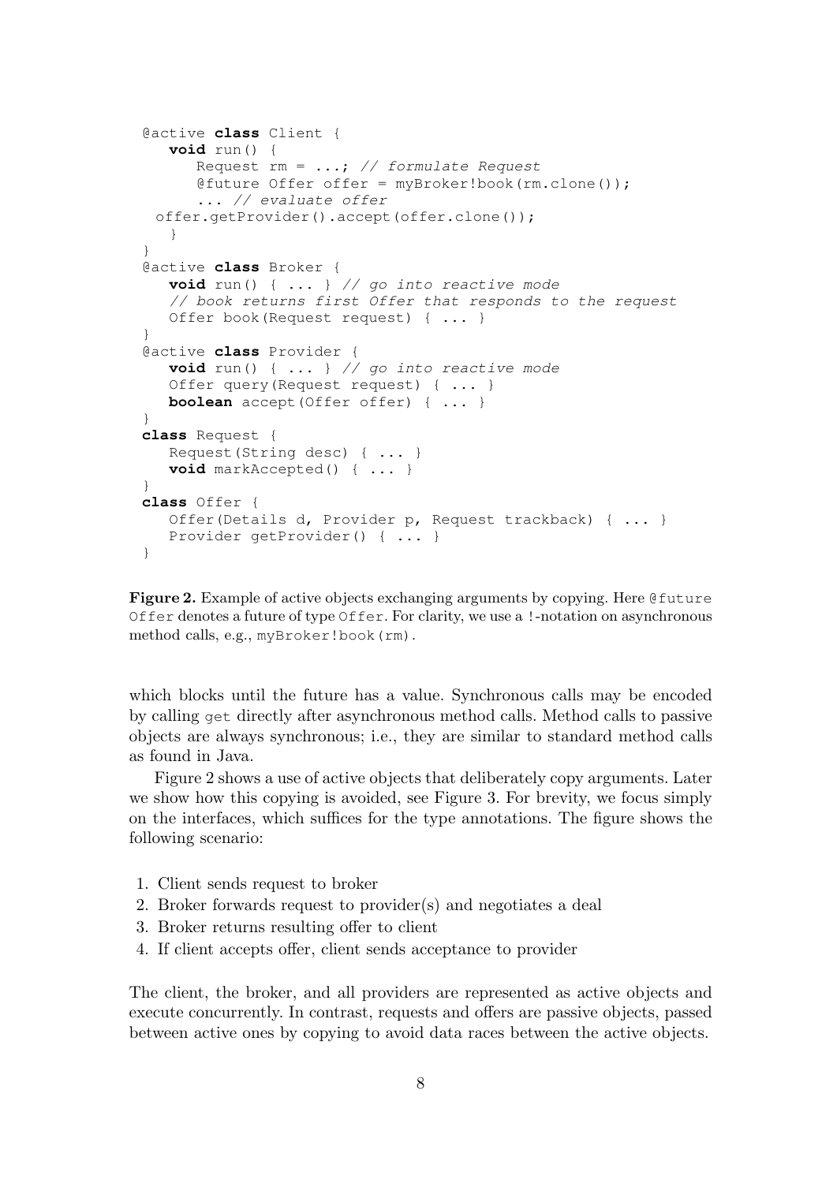```
@active class Client {
   void run() {
      Request rm = ...; // formulate Request
      @future Offer offer = myBroker!book(rm.clone());
      ... // evaluate offer
  offer.getProvider().accept(offer.clone());
   }
}
@active class Broker {
   void run() { ... } // go into reactive mode
   // book returns first Offer that responds to the request
   Offer book(Request request) { ... }
}
@active class Provider {
   void run() { ... } // go into reactive mode
   Offer query(Request request) { ... }
   boolean accept(Offer offer) { ... }
}
class Request {
   Request(String desc) { ... }
   void markAccepted() { ... }
}
class Offer {
   Offer(Details d, Provider p, Request trackback) { ... }
   Provider getProvider() { ... }
}
```

**Figure 2.** Example of active objects exchanging arguments by copying. Here `@future Offer` denotes a future of type `Offer`. For clarity, we use a `!`-notation on asynchronous method calls, e.g., `myBroker!book(rm)`.

which blocks until the future has a value. Synchronous calls may be encoded by calling `get` directly after asynchronous method calls. Method calls to passive objects are always synchronous; i.e., they are similar to standard method calls as found in Java.

Figure 2 shows a use of active objects that deliberately copy arguments. Later we show how this copying is avoided, see Figure 3. For brevity, we focus simply on the interfaces, which suffices for the type annotations. The figure shows the following scenario:

1. Client sends request to broker
2. Broker forwards request to provider(s) and negotiates a deal
3. Broker returns resulting offer to client
4. If client accepts offer, client sends acceptance to provider

The client, the broker, and all providers are represented as active objects and execute concurrently. In contrast, requests and offers are passive objects, passed between active ones by copying to avoid data races between the active objects.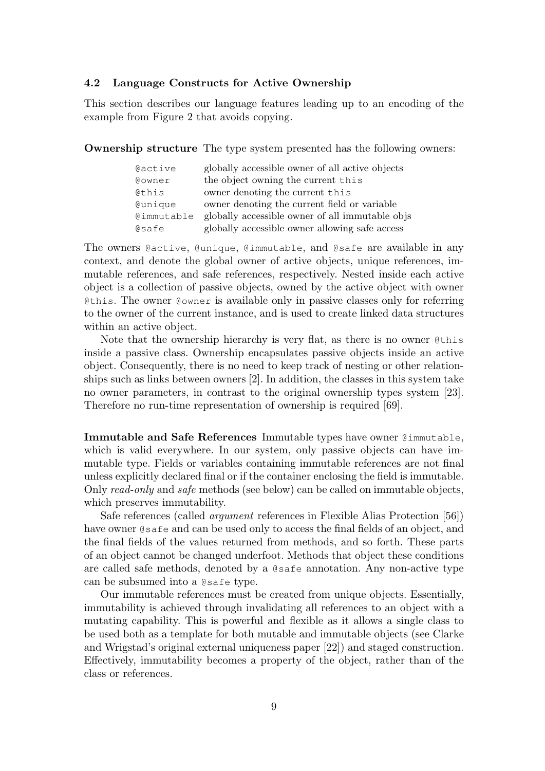### 4.2 Language Constructs for Active Ownership

This section describes our language features leading up to an encoding of the example from Figure 2 that avoids copying.

**Ownership structure** The type system presented has the following owners:

| | |
|---|---|
| `@active` | globally accessible owner of all active objects |
| `@owner` | the object owning the current `this` |
| `@this` | owner denoting the current `this` |
| `@unique` | owner denoting the current field or variable |
| `@immutable` | globally accessible owner of all immutable objs |
| `@safe` | globally accessible owner allowing safe access |

The owners `@active`, `@unique`, `@immutable`, and `@safe` are available in any context, and denote the global owner of active objects, unique references, immutable references, and safe references, respectively. Nested inside each active object is a collection of passive objects, owned by the active object with owner `@this`. The owner `@owner` is available only in passive classes only for referring to the owner of the current instance, and is used to create linked data structures within an active object.

Note that the ownership hierarchy is very flat, as there is no owner `@this` inside a passive class. Ownership encapsulates passive objects inside an active object. Consequently, there is no need to keep track of nesting or other relationships such as links between owners [2]. In addition, the classes in this system take no owner parameters, in contrast to the original ownership types system [23]. Therefore no run-time representation of ownership is required [69].

**Immutable and Safe References** Immutable types have owner `@immutable`, which is valid everywhere. In our system, only passive objects can have immutable type. Fields or variables containing immutable references are not final unless explicitly declared final or if the container enclosing the field is immutable. Only *read-only* and *safe* methods (see below) can be called on immutable objects, which preserves immutability.

Safe references (called *argument* references in Flexible Alias Protection [56]) have owner `@safe` and can be used only to access the final fields of an object, and the final fields of the values returned from methods, and so forth. These parts of an object cannot be changed underfoot. Methods that object these conditions are called safe methods, denoted by a `@safe` annotation. Any non-active type can be subsumed into a `@safe` type.

Our immutable references must be created from unique objects. Essentially, immutability is achieved through invalidating all references to an object with a mutating capability. This is powerful and flexible as it allows a single class to be used both as a template for both mutable and immutable objects (see Clarke and Wrigstad's original external uniqueness paper [22]) and staged construction. Effectively, immutability becomes a property of the object, rather than of the class or references.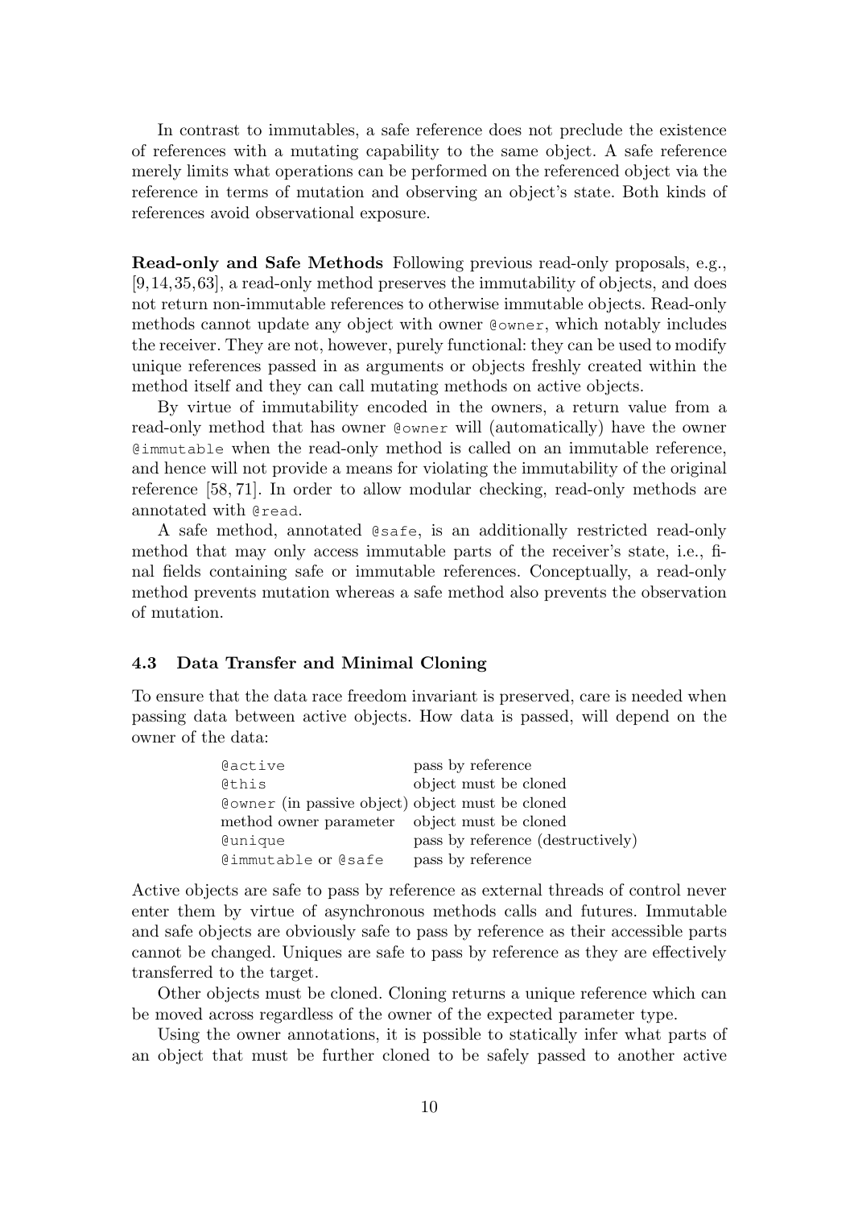In contrast to immutables, a safe reference does not preclude the existence of references with a mutating capability to the same object. A safe reference merely limits what operations can be performed on the referenced object via the reference in terms of mutation and observing an object's state. Both kinds of references avoid observational exposure.

**Read-only and Safe Methods** Following previous read-only proposals, e.g., [9,14,35,63], a read-only method preserves the immutability of objects, and does not return non-immutable references to otherwise immutable objects. Read-only methods cannot update any object with owner `@owner`, which notably includes the receiver. They are not, however, purely functional: they can be used to modify unique references passed in as arguments or objects freshly created within the method itself and they can call mutating methods on active objects.

By virtue of immutability encoded in the owners, a return value from a read-only method that has owner `@owner` will (automatically) have the owner `@immutable` when the read-only method is called on an immutable reference, and hence will not provide a means for violating the immutability of the original reference [58, 71]. In order to allow modular checking, read-only methods are annotated with `@read`.

A safe method, annotated `@safe`, is an additionally restricted read-only method that may only access immutable parts of the receiver's state, i.e., final fields containing safe or immutable references. Conceptually, a read-only method prevents mutation whereas a safe method also prevents the observation of mutation.

### 4.3 Data Transfer and Minimal Cloning

To ensure that the data race freedom invariant is preserved, care is needed when passing data between active objects. How data is passed, will depend on the owner of the data:

| | |
|---|---|
| `@active` | pass by reference |
| `@this` | object must be cloned |
| `@owner` (in passive object) | object must be cloned |
| method owner parameter | object must be cloned |
| `@unique` | pass by reference (destructively) |
| `@immutable` or `@safe` | pass by reference |

Active objects are safe to pass by reference as external threads of control never enter them by virtue of asynchronous methods calls and futures. Immutable and safe objects are obviously safe to pass by reference as their accessible parts cannot be changed. Uniques are safe to pass by reference as they are effectively transferred to the target.

Other objects must be cloned. Cloning returns a unique reference which can be moved across regardless of the owner of the expected parameter type.

Using the owner annotations, it is possible to statically infer what parts of an object that must be further cloned to be safely passed to another active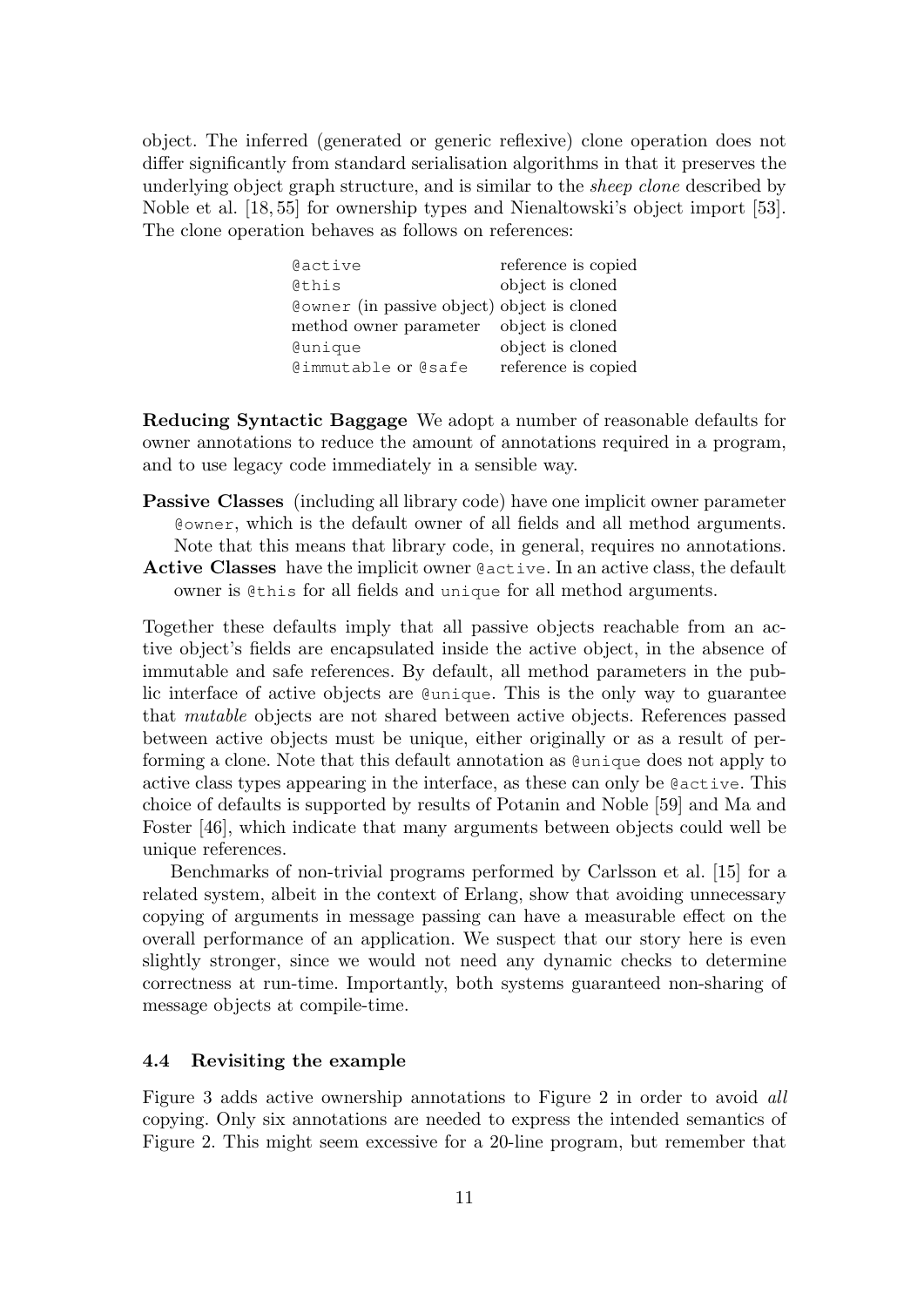object. The inferred (generated or generic reflexive) clone operation does not differ significantly from standard serialisation algorithms in that it preserves the underlying object graph structure, and is similar to the *sheep clone* described by Noble et al. [18, 55] for ownership types and Nienaltowski's object import [53]. The clone operation behaves as follows on references:

| | |
|---|---|
| `@active` | reference is copied |
| `@this` | object is cloned |
| `@owner` (in passive object) | object is cloned |
| method owner parameter | object is cloned |
| `@unique` | object is cloned |
| `@immutable` or `@safe` | reference is copied |

**Reducing Syntactic Baggage** We adopt a number of reasonable defaults for owner annotations to reduce the amount of annotations required in a program, and to use legacy code immediately in a sensible way.

**Passive Classes** (including all library code) have one implicit owner parameter `@owner`, which is the default owner of all fields and all method arguments. Note that this means that library code, in general, requires no annotations.

**Active Classes** have the implicit owner `@active`. In an active class, the default owner is `@this` for all fields and `unique` for all method arguments.

Together these defaults imply that all passive objects reachable from an active object's fields are encapsulated inside the active object, in the absence of immutable and safe references. By default, all method parameters in the public interface of active objects are `@unique`. This is the only way to guarantee that *mutable* objects are not shared between active objects. References passed between active objects must be unique, either originally or as a result of performing a clone. Note that this default annotation as `@unique` does not apply to active class types appearing in the interface, as these can only be `@active`. This choice of defaults is supported by results of Potanin and Noble [59] and Ma and Foster [46], which indicate that many arguments between objects could well be unique references.

Benchmarks of non-trivial programs performed by Carlsson et al. [15] for a related system, albeit in the context of Erlang, show that avoiding unnecessary copying of arguments in message passing can have a measurable effect on the overall performance of an application. We suspect that our story here is even slightly stronger, since we would not need any dynamic checks to determine correctness at run-time. Importantly, both systems guaranteed non-sharing of message objects at compile-time.

### 4.4 Revisiting the example

Figure 3 adds active ownership annotations to Figure 2 in order to avoid *all* copying. Only six annotations are needed to express the intended semantics of Figure 2. This might seem excessive for a 20-line program, but remember that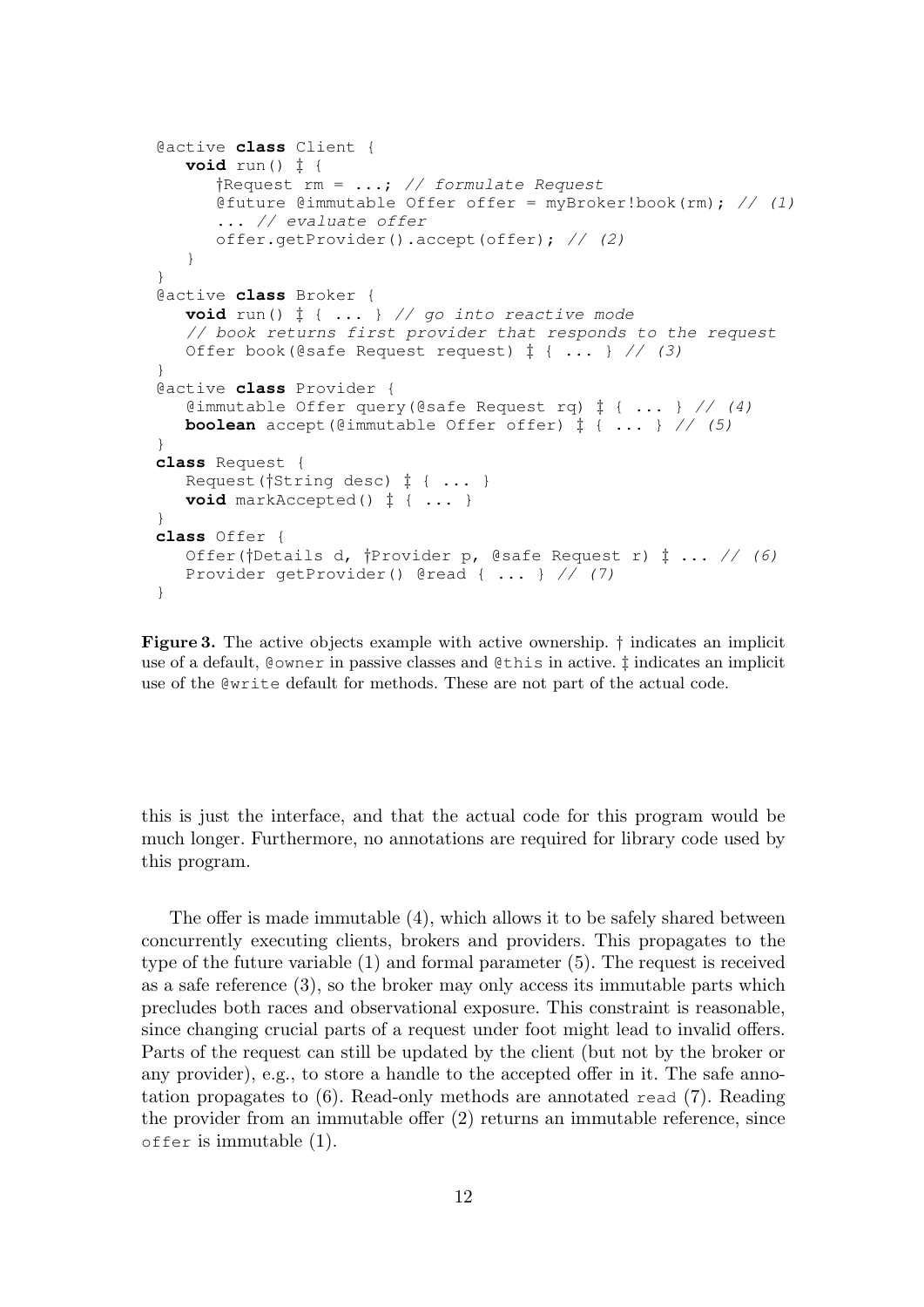```
@active class Client {
   void run() ‡ {
      †Request rm = ...; // formulate Request
      @future @immutable Offer offer = myBroker!book(rm); // (1)
      ... // evaluate offer
      offer.getProvider().accept(offer); // (2)
   }
}
@active class Broker {
   void run() ‡ { ... } // go into reactive mode
   // book returns first provider that responds to the request
   Offer book(@safe Request request) ‡ { ... } // (3)
}
@active class Provider {
   @immutable Offer query(@safe Request rq) ‡ { ... } // (4)
   boolean accept(@immutable Offer offer) ‡ { ... } // (5)
}
class Request {
   Request(†String desc) ‡ { ... }
   void markAccepted() ‡ { ... }
}
class Offer {
   Offer(†Details d, †Provider p, @safe Request r) ‡ ... // (6)
   Provider getProvider() @read { ... } // (7)
}
```

**Figure 3.** The active objects example with active ownership. † indicates an implicit use of a default, `@owner` in passive classes and `@this` in active. ‡ indicates an implicit use of the `@write` default for methods. These are not part of the actual code.

this is just the interface, and that the actual code for this program would be much longer. Furthermore, no annotations are required for library code used by this program.

The offer is made immutable (4), which allows it to be safely shared between concurrently executing clients, brokers and providers. This propagates to the type of the future variable (1) and formal parameter (5). The request is received as a safe reference (3), so the broker may only access its immutable parts which precludes both races and observational exposure. This constraint is reasonable, since changing crucial parts of a request under foot might lead to invalid offers. Parts of the request can still be updated by the client (but not by the broker or any provider), e.g., to store a handle to the accepted offer in it. The safe annotation propagates to (6). Read-only methods are annotated `read` (7). Reading the provider from an immutable offer (2) returns an immutable reference, since `offer` is immutable (1).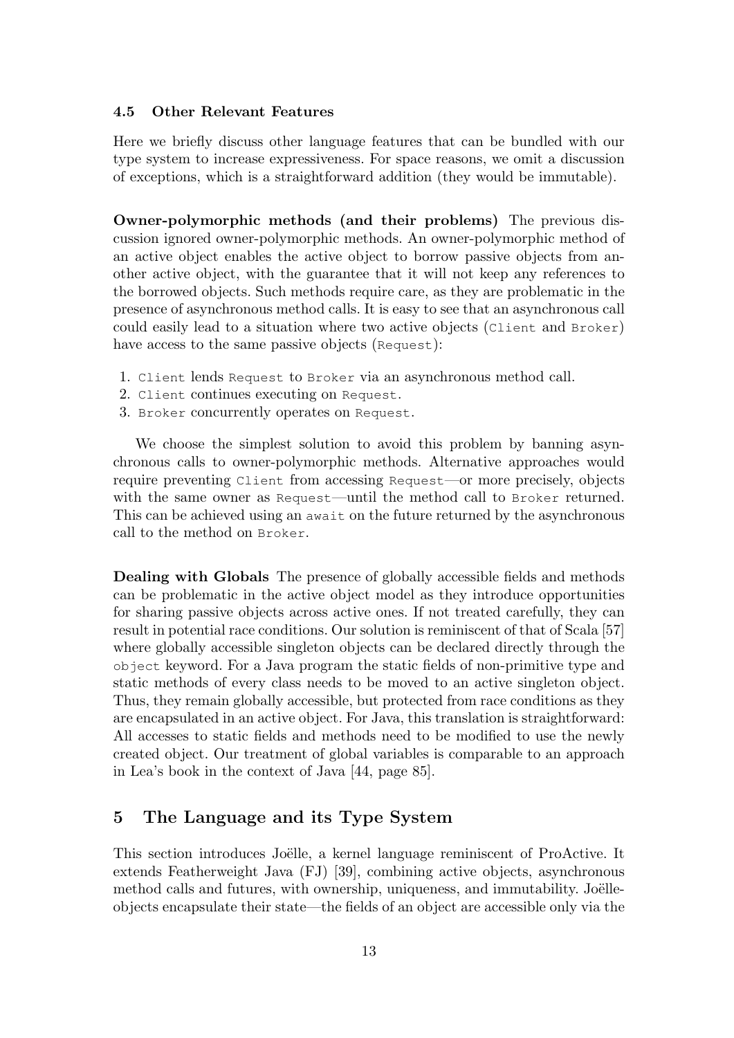### 4.5 Other Relevant Features

Here we briefly discuss other language features that can be bundled with our type system to increase expressiveness. For space reasons, we omit a discussion of exceptions, which is a straightforward addition (they would be immutable).

**Owner-polymorphic methods (and their problems)** The previous discussion ignored owner-polymorphic methods. An owner-polymorphic method of an active object enables the active object to borrow passive objects from another active object, with the guarantee that it will not keep any references to the borrowed objects. Such methods require care, as they are problematic in the presence of asynchronous method calls. It is easy to see that an asynchronous call could easily lead to a situation where two active objects (`Client` and `Broker`) have access to the same passive objects (`Request`):

1. `Client` lends `Request` to `Broker` via an asynchronous method call.
2. `Client` continues executing on `Request`.
3. `Broker` concurrently operates on `Request`.

We choose the simplest solution to avoid this problem by banning asynchronous calls to owner-polymorphic methods. Alternative approaches would require preventing `Client` from accessing `Request`—or more precisely, objects with the same owner as `Request`—until the method call to `Broker` returned. This can be achieved using an `await` on the future returned by the asynchronous call to the method on `Broker`.

**Dealing with Globals** The presence of globally accessible fields and methods can be problematic in the active object model as they introduce opportunities for sharing passive objects across active ones. If not treated carefully, they can result in potential race conditions. Our solution is reminiscent of that of Scala [57] where globally accessible singleton objects can be declared directly through the `object` keyword. For a Java program the static fields of non-primitive type and static methods of every class needs to be moved to an active singleton object. Thus, they remain globally accessible, but protected from race conditions as they are encapsulated in an active object. For Java, this translation is straightforward: All accesses to static fields and methods need to be modified to use the newly created object. Our treatment of global variables is comparable to an approach in Lea's book in the context of Java [44, page 85].

## 5 The Language and its Type System

This section introduces Joëlle, a kernel language reminiscent of ProActive. It extends Featherweight Java (FJ) [39], combining active objects, asynchronous method calls and futures, with ownership, uniqueness, and immutability. Joëlle-objects encapsulate their state—the fields of an object are accessible only via the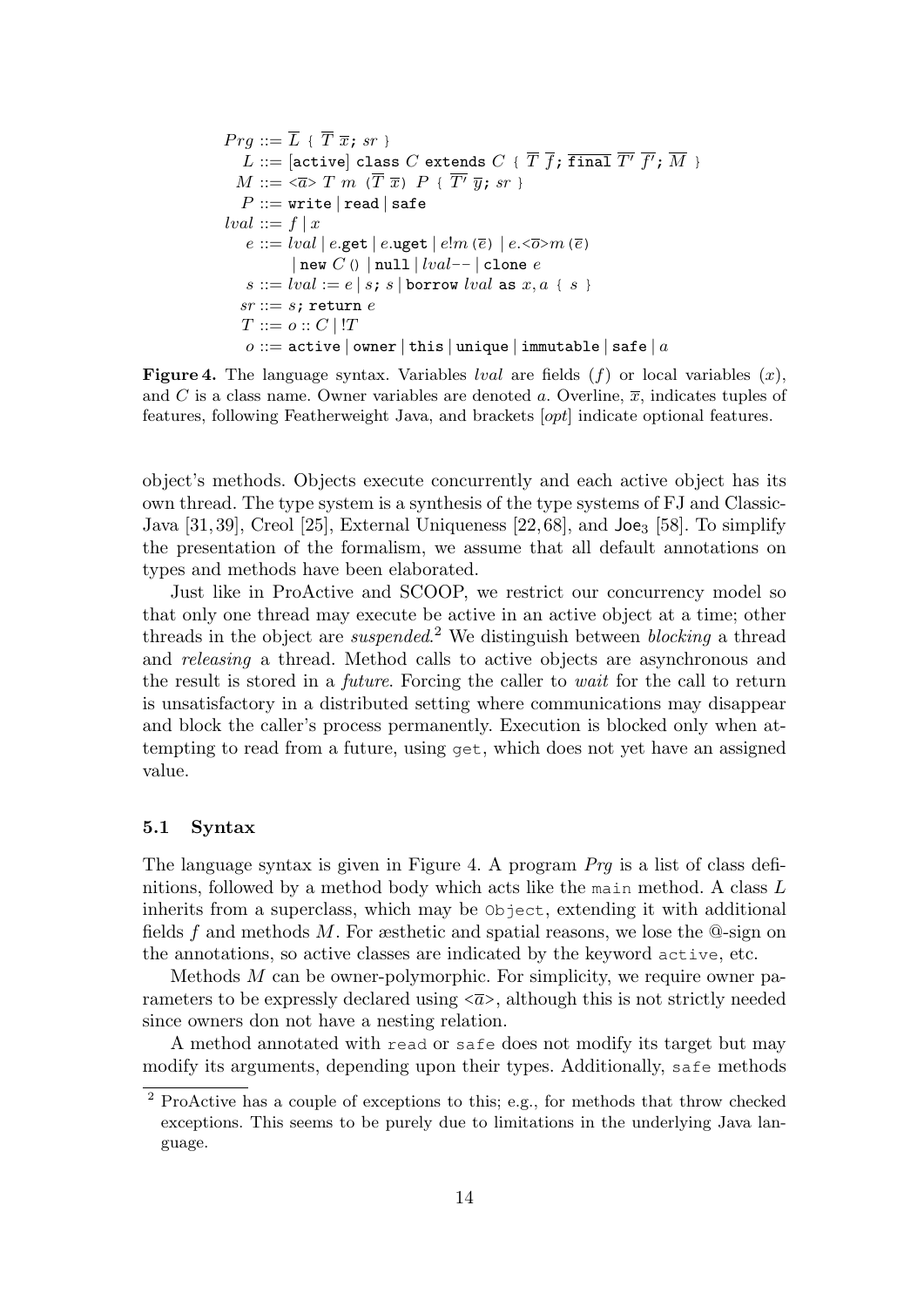$$
\begin{aligned}
Prg &::= \overline{L}\ \texttt{\{}\ \overline{T}\ \overline{x}\texttt{;}\ sr\ \texttt{\}} \\
L &::= [\texttt{active}]\ \texttt{class}\ C\ \texttt{extends}\ C\ \texttt{\{}\ \overline{T}\ \overline{f}\texttt{;}\ \overline{\texttt{final}\ T'}\ \overline{f'}\texttt{;}\ \overline{M}\ \texttt{\}} \\
M &::= \texttt{<}\overline{a}\texttt{>}\ T\ m\ \texttt{(}\overline{T}\ \overline{x}\texttt{)}\ P\ \texttt{\{}\ \overline{T'}\ \overline{y}\texttt{;}\ sr\ \texttt{\}} \\
P &::= \texttt{write} \mid \texttt{read} \mid \texttt{safe} \\
lval &::= f \mid x \\
e &::= lval \mid e.\texttt{get} \mid e.\texttt{uget} \mid e!m\texttt{(}\overline{e}\texttt{)} \mid e.\texttt{<}\overline{o}\texttt{>}m\texttt{(}\overline{e}\texttt{)} \\
&\quad\ \mid \texttt{new}\ C\texttt{()} \mid \texttt{null} \mid lval\texttt{--} \mid \texttt{clone}\ e \\
s &::= lval := e \mid s\texttt{;}\ s \mid \texttt{borrow}\ lval\ \texttt{as}\ x, a\ \texttt{\{}\ s\ \texttt{\}} \\
sr &::= s\texttt{;}\ \texttt{return}\ e \\
T &::= o :: C \mid !T \\
o &::= \texttt{active} \mid \texttt{owner} \mid \texttt{this} \mid \texttt{unique} \mid \texttt{immutable} \mid \texttt{safe} \mid a
\end{aligned}
$$

**Figure 4.** The language syntax. Variables *lval* are fields ($f$) or local variables ($x$), and $C$ is a class name. Owner variables are denoted $a$. Overline, $\overline{x}$, indicates tuples of features, following Featherweight Java, and brackets [*opt*] indicate optional features.

object's methods. Objects execute concurrently and each active object has its own thread. The type system is a synthesis of the type systems of FJ and ClassicJava [31, 39], Creol [25], External Uniqueness [22, 68], and Joe$_3$ [58]. To simplify the presentation of the formalism, we assume that all default annotations on types and methods have been elaborated.

Just like in ProActive and SCOOP, we restrict our concurrency model so that only one thread may execute be active in an active object at a time; other threads in the object are *suspended*.[2] We distinguish between *blocking* a thread and *releasing* a thread. Method calls to active objects are asynchronous and the result is stored in a *future*. Forcing the caller to *wait* for the call to return is unsatisfactory in a distributed setting where communications may disappear and block the caller's process permanently. Execution is blocked only when attempting to read from a future, using `get`, which does not yet have an assigned value.

### 5.1 Syntax

The language syntax is given in Figure 4. A program *Prg* is a list of class definitions, followed by a method body which acts like the `main` method. A class $L$ inherits from a superclass, which may be `Object`, extending it with additional fields $f$ and methods $M$. For æsthetic and spatial reasons, we lose the @-sign on the annotations, so active classes are indicated by the keyword `active`, etc.

Methods $M$ can be owner-polymorphic. For simplicity, we require owner parameters to be expressly declared using $\texttt{<}\overline{a}\texttt{>}$, although this is not strictly needed since owners don not have a nesting relation.

A method annotated with `read` or `safe` does not modify its target but may modify its arguments, depending upon their types. Additionally, `safe` methods

[2] ProActive has a couple of exceptions to this; e.g., for methods that throw checked exceptions. This seems to be purely due to limitations in the underlying Java language.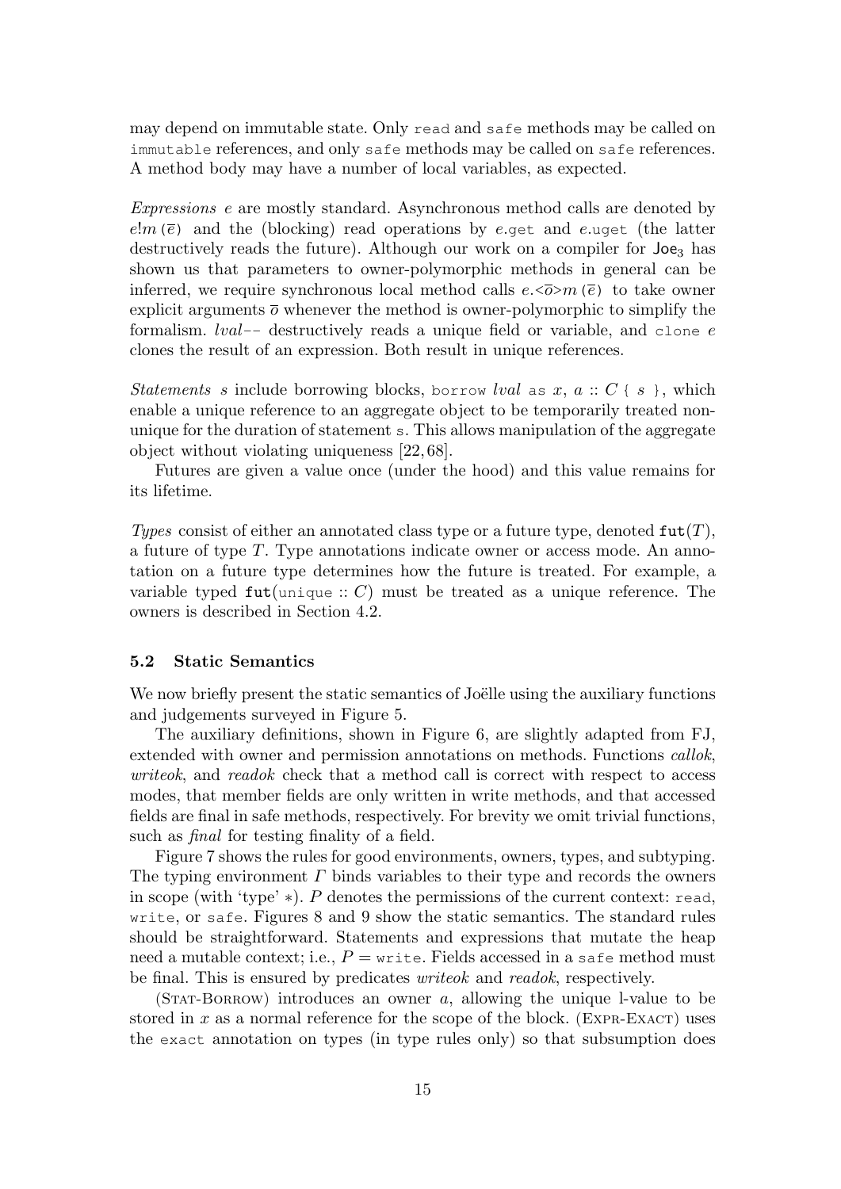may depend on immutable state. Only `read` and `safe` methods may be called on `immutable` references, and only `safe` methods may be called on `safe` references. A method body may have a number of local variables, as expected.

*Expressions* $e$ are mostly standard. Asynchronous method calls are denoted by $e!m\,(\overline{e})$ and the (blocking) read operations by $e$.`get` and $e$.`uget` (the latter destructively reads the future). Although our work on a compiler for $\mathsf{Joe}_3$ has shown us that parameters to owner-polymorphic methods in general can be inferred, we require synchronous local method calls $e.\texttt{<}\overline{o}\texttt{>}m\,(\overline{e})$ to take owner explicit arguments $\overline{o}$ whenever the method is owner-polymorphic to simplify the formalism. *lval*`--` destructively reads a unique field or variable, and `clone` $e$ clones the result of an expression. Both result in unique references.

*Statements* $s$ include borrowing blocks, `borrow` *lval* `as` $x$, $a :: C$ `{` $s$ `}`, which enable a unique reference to an aggregate object to be temporarily treated non-unique for the duration of statement `s`. This allows manipulation of the aggregate object without violating uniqueness [22, 68].

Futures are given a value once (under the hood) and this value remains for its lifetime.

*Types* consist of either an annotated class type or a future type, denoted $\texttt{fut}(T)$, a future of type $T$. Type annotations indicate owner or access mode. An annotation on a future type determines how the future is treated. For example, a variable typed $\texttt{fut}(\texttt{unique} :: C)$ must be treated as a unique reference. The owners is described in Section 4.2.

### 5.2 Static Semantics

We now briefly present the static semantics of Joëlle using the auxiliary functions and judgements surveyed in Figure 5.

The auxiliary definitions, shown in Figure 6, are slightly adapted from FJ, extended with owner and permission annotations on methods. Functions *callok*, *writeok*, and *readok* check that a method call is correct with respect to access modes, that member fields are only written in write methods, and that accessed fields are final in safe methods, respectively. For brevity we omit trivial functions, such as *final* for testing finality of a field.

Figure 7 shows the rules for good environments, owners, types, and subtyping. The typing environment $\Gamma$ binds variables to their type and records the owners in scope (with 'type' $*$). $P$ denotes the permissions of the current context: `read`, `write`, or `safe`. Figures 8 and 9 show the static semantics. The standard rules should be straightforward. Statements and expressions that mutate the heap need a mutable context; i.e., $P = \texttt{write}$. Fields accessed in a `safe` method must be final. This is ensured by predicates *writeok* and *readok*, respectively.

(Stat-Borrow) introduces an owner $a$, allowing the unique l-value to be stored in $x$ as a normal reference for the scope of the block. (Expr-Exact) uses the `exact` annotation on types (in type rules only) so that subsumption does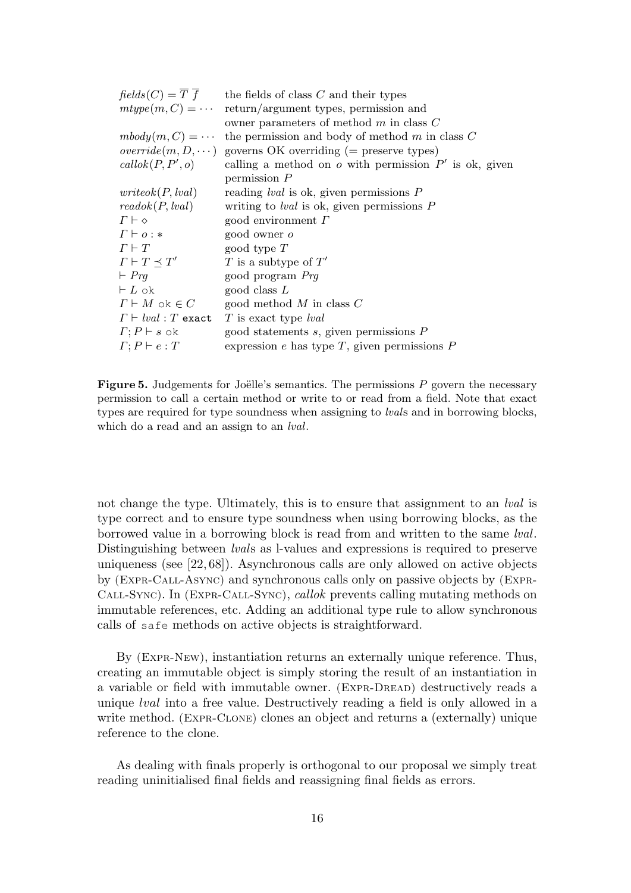| | |
|---|---|
| $\mathit{fields}(C) = \overline{T}\ \overline{f}$ | the fields of class $C$ and their types |
| $\mathit{mtype}(m, C) = \cdots$ | return/argument types, permission and owner parameters of method $m$ in class $C$ |
| $\mathit{mbody}(m, C) = \cdots$ | the permission and body of method $m$ in class $C$ |
| $\mathit{override}(m, D, \cdots)$ | governs OK overriding (= preserve types) |
| $\mathit{callok}(P, P', o)$ | calling a method on $o$ with permission $P'$ is ok, given permission $P$ |
| $\mathit{writeok}(P, \mathit{lval})$ | reading *lval* is ok, given permissions $P$ |
| $\mathit{readok}(P, \mathit{lval})$ | writing to *lval* is ok, given permissions $P$ |
| $\Gamma \vdash \diamond$ | good environment $\Gamma$ |
| $\Gamma \vdash o : *$ | good owner $o$ |
| $\Gamma \vdash T$ | good type $T$ |
| $\Gamma \vdash T \preceq T'$ | $T$ is a subtype of $T'$ |
| $\vdash \mathit{Prg}$ | good program *Prg* |
| $\vdash L$ `ok` | good class $L$ |
| $\Gamma \vdash M$ `ok` $\in C$ | good method $M$ in class $C$ |
| $\Gamma \vdash \mathit{lval} : T$ `exact` | $T$ is exact type *lval* |
| $\Gamma; P \vdash s$ `ok` | good statements $s$, given permissions $P$ |
| $\Gamma; P \vdash e : T$ | expression $e$ has type $T$, given permissions $P$ |

**Figure 5.** Judgements for Joëlle's semantics. The permissions $P$ govern the necessary permission to call a certain method or write to or read from a field. Note that exact types are required for type soundness when assigning to *lval*s and in borrowing blocks, which do a read and an assign to an *lval*.

not change the type. Ultimately, this is to ensure that assignment to an *lval* is type correct and to ensure type soundness when using borrowing blocks, as the borrowed value in a borrowing block is read from and written to the same *lval*. Distinguishing between *lval*s as l-values and expressions is required to preserve uniqueness (see [22, 68]). Asynchronous calls are only allowed on active objects by (Expr-Call-Async) and synchronous calls only on passive objects by (Expr-Call-Sync). In (Expr-Call-Sync), *callok* prevents calling mutating methods on immutable references, etc. Adding an additional type rule to allow synchronous calls of `safe` methods on active objects is straightforward.

By (Expr-New), instantiation returns an externally unique reference. Thus, creating an immutable object is simply storing the result of an instantiation in a variable or field with immutable owner. (Expr-Dread) destructively reads a unique *lval* into a free value. Destructively reading a field is only allowed in a write method. (Expr-Clone) clones an object and returns a (externally) unique reference to the clone.

As dealing with finals properly is orthogonal to our proposal we simply treat reading uninitialised final fields and reassigning final fields as errors.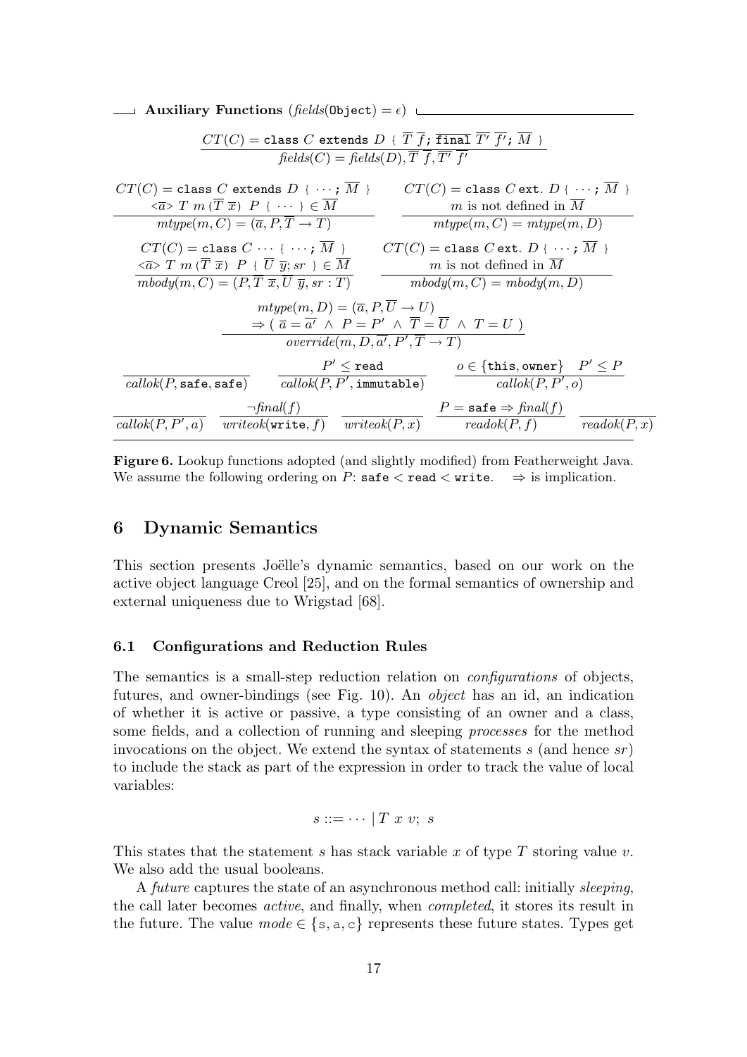**Auxiliary Functions** ($\mathit{fields}(\texttt{Object}) = \epsilon$)

$$\frac{CT(C) = \texttt{class}\ C\ \texttt{extends}\ D\ \texttt{\{}\ \overline{T}\ \overline{f}\texttt{;}\ \overline{\texttt{final}}\ \overline{T'}\ \overline{f'}\texttt{;}\ \overline{M}\ \texttt{\}}}{\mathit{fields}(C) = \mathit{fields}(D), \overline{T}\ \overline{f}, \overline{T'}\ \overline{f'}}$$

$$\frac{CT(C) = \texttt{class}\ C\ \texttt{extends}\ D\ \texttt{\{}\ \cdots\texttt{;}\ \overline{M}\ \texttt{\}} \quad \texttt{<}\overline{a}\texttt{>}\ T\ m\ \texttt{(}\overline{T}\ \overline{x}\texttt{)}\ P\ \texttt{\{}\ \cdots\ \texttt{\}} \in \overline{M}}{\mathit{mtype}(m, C) = (\overline{a}, P, \overline{T} \to T)}$$

$$\frac{CT(C) = \texttt{class}\ C\ \texttt{ext.}\ D\ \texttt{\{}\ \cdots\texttt{;}\ \overline{M}\ \texttt{\}} \quad m \text{ is not defined in } \overline{M}}{\mathit{mtype}(m, C) = \mathit{mtype}(m, D)}$$

$$\frac{CT(C) = \texttt{class}\ C\ \cdots\ \texttt{\{}\ \cdots\texttt{;}\ \overline{M}\ \texttt{\}} \quad \texttt{<}\overline{a}\texttt{>}\ T\ m\ \texttt{(}\overline{T}\ \overline{x}\texttt{)}\ P\ \texttt{\{}\ \overline{U}\ \overline{y}\texttt{;}\ sr\ \texttt{\}} \in \overline{M}}{\mathit{mbody}(m, C) = (P, \overline{T}\ \overline{x}, \overline{U}\ \overline{y}, sr : T)}$$

$$\frac{CT(C) = \texttt{class}\ C\ \texttt{ext.}\ D\ \texttt{\{}\ \cdots\texttt{;}\ \overline{M}\ \texttt{\}} \quad m \text{ is not defined in } \overline{M}}{\mathit{mbody}(m, C) = \mathit{mbody}(m, D)}$$

$$\frac{\mathit{mtype}(m, D) = (\overline{a}, P, \overline{U} \to U) \Rightarrow (\ \overline{a} = \overline{a'}\ \wedge\ P = P'\ \wedge\ \overline{T} = \overline{U}\ \wedge\ T = U\ )}{\mathit{override}(m, D, \overline{a'}, P', \overline{T} \to T)}$$

$$\frac{}{\mathit{callok}(P, \texttt{safe}, \texttt{safe})} \qquad \frac{P' \leq \texttt{read}}{\mathit{callok}(P, P', \texttt{immutable})} \qquad \frac{o \in \{\texttt{this}, \texttt{owner}\} \quad P' \leq P}{\mathit{callok}(P, P', o)}$$

$$\frac{}{\mathit{callok}(P, P', a)} \qquad \frac{\neg \mathit{final}(f)}{\mathit{writeok}(\texttt{write}, f)} \qquad \frac{}{\mathit{writeok}(P, x)} \qquad \frac{P = \texttt{safe} \Rightarrow \mathit{final}(f)}{\mathit{readok}(P, f)} \qquad \frac{}{\mathit{readok}(P, x)}$$

**Figure 6.** Lookup functions adopted (and slightly modified) from Featherweight Java. We assume the following ordering on $P$: $\texttt{safe} < \texttt{read} < \texttt{write}$. $\Rightarrow$ is implication.

## 6 Dynamic Semantics

This section presents Joëlle's dynamic semantics, based on our work on the active object language Creol [25], and on the formal semantics of ownership and external uniqueness due to Wrigstad [68].

### 6.1 Configurations and Reduction Rules

The semantics is a small-step reduction relation on *configurations* of objects, futures, and owner-bindings (see Fig. 10). An *object* has an id, an indication of whether it is active or passive, a type consisting of an owner and a class, some fields, and a collection of running and sleeping *processes* for the method invocations on the object. We extend the syntax of statements $s$ (and hence $sr$) to include the stack as part of the expression in order to track the value of local variables:

$$s ::= \cdots \mid T\ x\ v;\ s$$

This states that the statement $s$ has stack variable $x$ of type $T$ storing value $v$. We also add the usual booleans.

A *future* captures the state of an asynchronous method call: initially *sleeping*, the call later becomes *active*, and finally, when *completed*, it stores its result in the future. The value $\mathit{mode} \in \{\texttt{s}, \texttt{a}, \texttt{c}\}$ represents these future states. Types get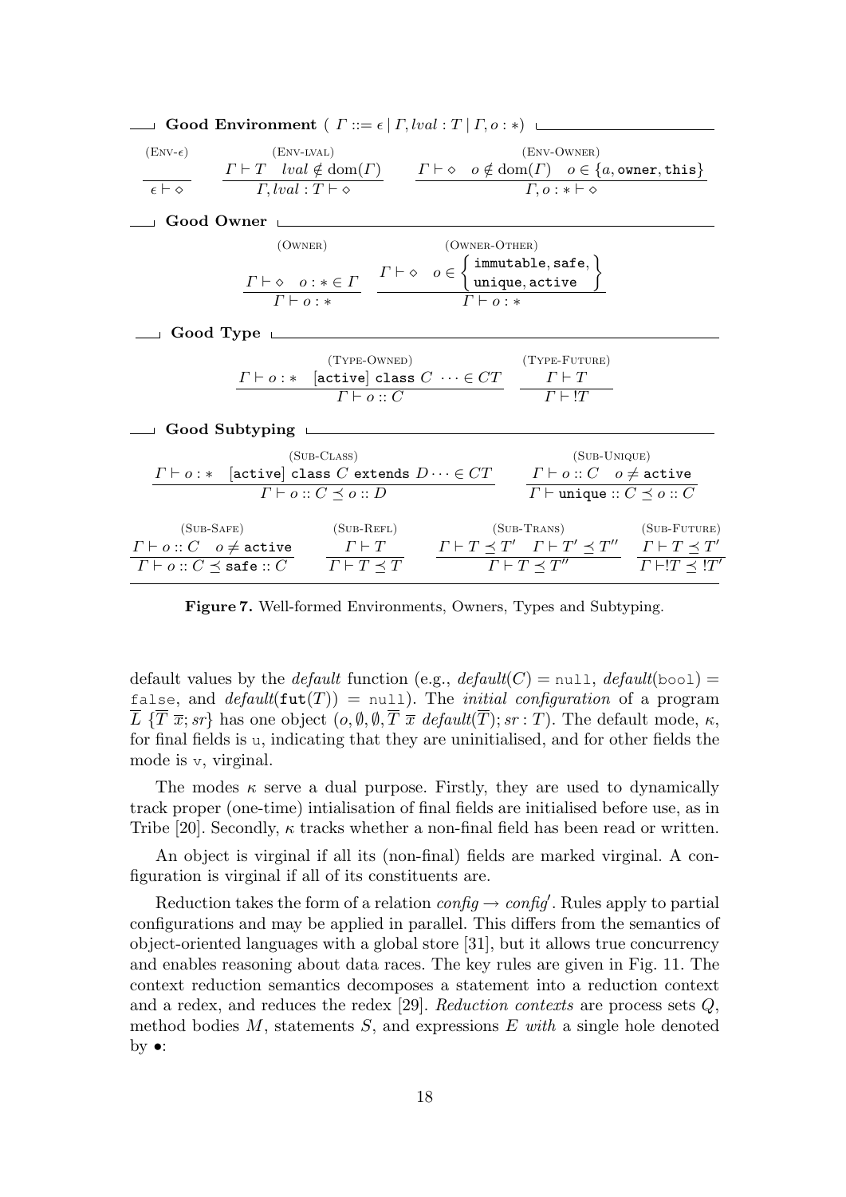**Good Environment** ( $\Gamma ::= \epsilon \mid \Gamma, lval : T \mid \Gamma, o : *$ )

$$\frac{}{\epsilon \vdash \diamond}\ (\textsc{Env-}\epsilon) \qquad \frac{\Gamma \vdash T \quad lval \notin \mathrm{dom}(\Gamma)}{\Gamma, lval : T \vdash \diamond}\ (\textsc{Env-lval}) \qquad \frac{\Gamma \vdash \diamond \quad o \notin \mathrm{dom}(\Gamma) \quad o \in \{a, \texttt{owner}, \texttt{this}\}}{\Gamma, o : * \vdash \diamond}\ (\textsc{Env-Owner})$$

**Good Owner**

$$\frac{\Gamma \vdash \diamond \quad o : * \in \Gamma}{\Gamma \vdash o : *}\ (\textsc{Owner}) \qquad \frac{\Gamma \vdash \diamond \quad o \in \left\{\begin{array}{l}\texttt{immutable}, \texttt{safe}, \\ \texttt{unique}, \texttt{active}\end{array}\right\}}{\Gamma \vdash o : *}\ (\textsc{Owner-Other})$$

**Good Type**

$$\frac{\Gamma \vdash o : * \quad [\texttt{active}]\ \texttt{class}\ C\ \cdots \in CT}{\Gamma \vdash o :: C}\ (\textsc{Type-Owned}) \qquad \frac{\Gamma \vdash T}{\Gamma \vdash !T}\ (\textsc{Type-Future})$$

**Good Subtyping**

$$\frac{\Gamma \vdash o : * \quad [\texttt{active}]\ \texttt{class}\ C\ \texttt{extends}\ D \cdots \in CT}{\Gamma \vdash o :: C \preceq o :: D}\ (\textsc{Sub-Class}) \qquad \frac{\Gamma \vdash o :: C \quad o \neq \texttt{active}}{\Gamma \vdash \texttt{unique} :: C \preceq o :: C}\ (\textsc{Sub-Unique})$$

$$\frac{\Gamma \vdash o :: C \quad o \neq \texttt{active}}{\Gamma \vdash o :: C \preceq \texttt{safe} :: C}\ (\textsc{Sub-Safe}) \qquad \frac{\Gamma \vdash T}{\Gamma \vdash T \preceq T}\ (\textsc{Sub-Refl}) \qquad \frac{\Gamma \vdash T \preceq T' \quad \Gamma \vdash T' \preceq T''}{\Gamma \vdash T \preceq T''}\ (\textsc{Sub-Trans}) \qquad \frac{\Gamma \vdash T \preceq T'}{\Gamma \vdash !T \preceq !T'}\ (\textsc{Sub-Future})$$

**Figure 7.** Well-formed Environments, Owners, Types and Subtyping.

default values by the *default* function (e.g., $\mathit{default}(C) = \texttt{null}$, $\mathit{default}(\texttt{bool}) = \texttt{false}$, and $\mathit{default}(\texttt{fut}(T)) = \texttt{null}$). The *initial configuration* of a program $\overline{L}\ \{\overline{T}\ \overline{x}; sr\}$ has one object $(o, \emptyset, \emptyset, \overline{T}\ \overline{x}\ \mathit{default}(\overline{T}); sr : T)$. The default mode, $\kappa$, for final fields is u, indicating that they are uninitialised, and for other fields the mode is v, virginal.

The modes $\kappa$ serve a dual purpose. Firstly, they are used to dynamically track proper (one-time) intialisation of final fields are initialised before use, as in Tribe [20]. Secondly, $\kappa$ tracks whether a non-final field has been read or written.

An object is virginal if all its (non-final) fields are marked virginal. A configuration is virginal if all of its constituents are.

Reduction takes the form of a relation $\mathit{config} \rightarrow \mathit{config}'$. Rules apply to partial configurations and may be applied in parallel. This differs from the semantics of object-oriented languages with a global store [31], but it allows true concurrency and enables reasoning about data races. The key rules are given in Fig. 11. The context reduction semantics decomposes a statement into a reduction context and a redex, and reduces the redex [29]. *Reduction contexts* are process sets $Q$, method bodies $M$, statements $S$, and expressions $E$ *with* a single hole denoted by $\bullet$: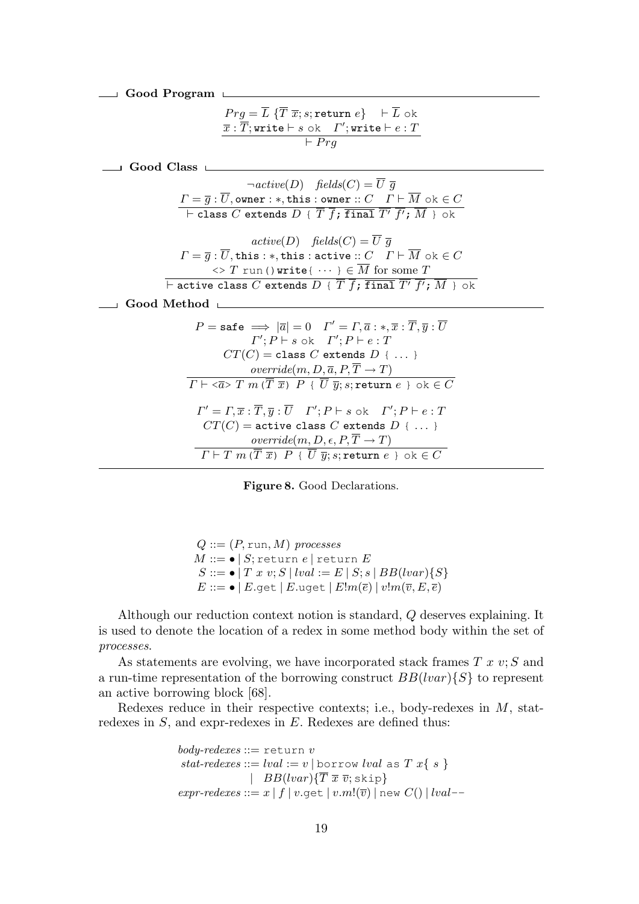**Good Program**

$$\frac{Prg = \overline{L}\ \{\overline{T}\ \overline{x}; s; \texttt{return}\ e\} \quad \vdash \overline{L}\ \texttt{ok} \qquad \overline{x} : \overline{T}; \texttt{write} \vdash s\ \texttt{ok} \quad \Gamma'; \texttt{write} \vdash e : T}{\vdash Prg}$$

**Good Class**

$$\frac{\neg active(D) \quad fields(C) = \overline{U}\ \overline{g} \qquad \Gamma = \overline{g} : \overline{U}, \texttt{owner} : *, \texttt{this} : \texttt{owner} :: C \quad \Gamma \vdash \overline{M}\ \texttt{ok} \in C}{\vdash \texttt{class}\ C\ \texttt{extends}\ D\ \{\ \overline{T\ f};\ \overline{\texttt{final}\ T'\ f'};\ \overline{M}\ \}\ \texttt{ok}}$$

$$\frac{active(D) \quad fields(C) = \overline{U}\ \overline{g} \qquad \Gamma = \overline{g} : \overline{U}, \texttt{this} : *, \texttt{this} : \texttt{active} :: C \quad \Gamma \vdash \overline{M}\ \texttt{ok} \in C \qquad \texttt{<>}\ T\ \texttt{run()}\ \texttt{write}\{\ \cdots\ \} \in \overline{M} \text{ for some } T}{\vdash \texttt{active class}\ C\ \texttt{extends}\ D\ \{\ \overline{T\ f};\ \overline{\texttt{final}\ T'\ f'};\ \overline{M}\ \}\ \texttt{ok}}$$

**Good Method**

$$\frac{P = \texttt{safe} \implies |\overline{a}| = 0 \quad \Gamma' = \Gamma, \overline{a} : *, \overline{x} : \overline{T}, \overline{y} : \overline{U} \qquad \Gamma'; P \vdash s\ \texttt{ok} \quad \Gamma'; P \vdash e : T \qquad CT(C) = \texttt{class}\ C\ \texttt{extends}\ D\ \{\ \ldots\ \} \qquad override(m, D, \overline{a}, P, \overline{T} \to T)}{\Gamma \vdash \texttt{<}\overline{a}\texttt{>}\ T\ m\,(\overline{T}\ \overline{x})\ P\ \{\ \overline{U}\ \overline{y}; s; \texttt{return}\ e\ \}\ \texttt{ok} \in C}$$

$$\frac{\Gamma' = \Gamma, \overline{x} : \overline{T}, \overline{y} : \overline{U} \quad \Gamma'; P \vdash s\ \texttt{ok} \quad \Gamma'; P \vdash e : T \qquad CT(C) = \texttt{active class}\ C\ \texttt{extends}\ D\ \{\ \ldots\ \} \qquad override(m, D, \epsilon, P, \overline{T} \to T)}{\Gamma \vdash T\ m\,(\overline{T}\ \overline{x})\ P\ \{\ \overline{U}\ \overline{y}; s; \texttt{return}\ e\ \}\ \texttt{ok} \in C}$$

**Figure 8.** Good Declarations.

$$
\begin{aligned}
Q &::= (P, \mathrm{run}, M) \ \textit{processes} \\
M &::= \bullet \mid S; \texttt{return}\ e \mid \texttt{return}\ E \\
S &::= \bullet \mid T\ x\ v; S \mid lval := E \mid S; s \mid BB(lvar)\{S\} \\
E &::= \bullet \mid E.\texttt{get} \mid E.\texttt{uget} \mid E!m(\overline{e}) \mid v!m(\overline{v}, E, \overline{e})
\end{aligned}
$$

Although our reduction context notion is standard, $Q$ deserves explaining. It is used to denote the location of a redex in some method body within the set of *processes*.

As statements are evolving, we have incorporated stack frames $T\ x\ v; S$ and a run-time representation of the borrowing construct $BB(lvar)\{S\}$ to represent an active borrowing block [68].

Redexes reduce in their respective contexts; i.e., body-redexes in $M$, stat-redexes in $S$, and expr-redexes in $E$. Redexes are defined thus:

$$
\begin{aligned}
\textit{body-redexes} &::= \texttt{return}\ v \\
\textit{stat-redexes} &::= lval := v \mid \texttt{borrow}\ lval\ \texttt{as}\ T\ x\{\ s\ \} \\
&\quad\ \mid\ BB(lvar)\{\overline{T}\ \overline{x}\ \overline{v}; \texttt{skip}\} \\
\textit{expr-redexes} &::= x \mid f \mid v.\texttt{get} \mid v.m!(\overline{v}) \mid \texttt{new}\ C() \mid lval\texttt{--}
\end{aligned}
$$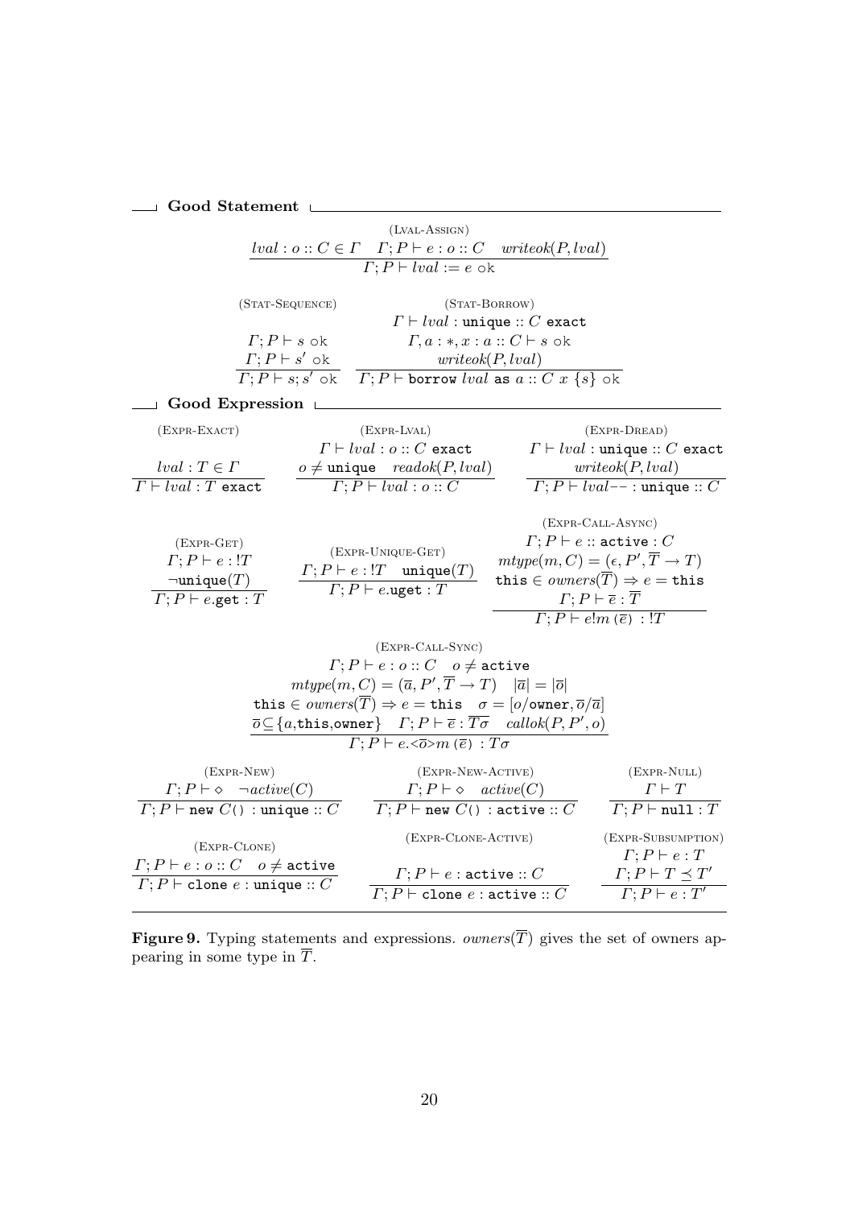**Good Statement**

(LVAL-ASSIGN)

$$\frac{lval : o :: C \in \Gamma \quad \Gamma; P \vdash e : o :: C \quad writeok(P, lval)}{\Gamma; P \vdash lval := e \ \texttt{ok}}$$

(STAT-SEQUENCE)

$$\frac{\Gamma; P \vdash s \ \texttt{ok} \qquad \Gamma; P \vdash s' \ \texttt{ok}}{\Gamma; P \vdash s; s' \ \texttt{ok}}$$

(STAT-BORROW)

$$\frac{\Gamma \vdash lval : \texttt{unique} :: C \ \texttt{exact} \qquad \Gamma, a : *, x : a :: C \vdash s \ \texttt{ok} \qquad writeok(P, lval)}{\Gamma; P \vdash \texttt{borrow} \ lval \ \texttt{as} \ a :: C \ x \ \{s\} \ \texttt{ok}}$$

**Good Expression**

(EXPR-EXACT)

$$\frac{lval : T \in \Gamma}{\Gamma \vdash lval : T \ \texttt{exact}}$$

(EXPR-LVAL)

$$\frac{\Gamma \vdash lval : o :: C \ \texttt{exact} \qquad o \neq \texttt{unique} \quad readok(P, lval)}{\Gamma; P \vdash lval : o :: C}$$

(EXPR-DREAD)

$$\frac{\Gamma \vdash lval : \texttt{unique} :: C \ \texttt{exact} \qquad writeok(P, lval)}{\Gamma; P \vdash lval\texttt{--} : \texttt{unique} :: C}$$

(EXPR-GET)

$$\frac{\Gamma; P \vdash e : !T \qquad \neg\texttt{unique}(T)}{\Gamma; P \vdash e.\texttt{get} : T}$$

(EXPR-UNIQUE-GET)

$$\frac{\Gamma; P \vdash e : !T \quad \texttt{unique}(T)}{\Gamma; P \vdash e.\texttt{uget} : T}$$

(EXPR-CALL-ASYNC)

$$\frac{\Gamma; P \vdash e :: \texttt{active} : C \qquad mtype(m, C) = (\epsilon, P', \overline{T} \to T) \qquad \texttt{this} \in owners(\overline{T}) \Rightarrow e = \texttt{this} \qquad \Gamma; P \vdash \overline{e} : \overline{T}}{\Gamma; P \vdash e!m\,(\overline{e}) \ : !T}$$

(EXPR-CALL-SYNC)

$$\frac{\begin{array}{c}\Gamma; P \vdash e : o :: C \quad o \neq \texttt{active} \\ mtype(m, C) = (\overline{a}, P', \overline{T} \to T) \quad |\overline{a}| = |\overline{o}| \\ \texttt{this} \in owners(\overline{T}) \Rightarrow e = \texttt{this} \quad \sigma = [o/\texttt{owner}, \overline{o}/\overline{a}] \\ \overline{o} \subseteq \{a, \texttt{this}, \texttt{owner}\} \quad \Gamma; P \vdash \overline{e} : \overline{T\sigma} \quad callok(P, P', o)\end{array}}{\Gamma; P \vdash e.\texttt{<}\overline{o}\texttt{>}m\,(\overline{e}) \ : T\sigma}$$

(EXPR-NEW)

$$\frac{\Gamma; P \vdash \diamond \quad \neg active(C)}{\Gamma; P \vdash \texttt{new} \ C\texttt{()} : \texttt{unique} :: C}$$

(EXPR-NEW-ACTIVE)

$$\frac{\Gamma; P \vdash \diamond \quad active(C)}{\Gamma; P \vdash \texttt{new} \ C\texttt{()} : \texttt{active} :: C}$$

(EXPR-NULL)

$$\frac{\Gamma \vdash T}{\Gamma; P \vdash \texttt{null} : T}$$

(EXPR-CLONE)

$$\frac{\Gamma; P \vdash e : o :: C \quad o \neq \texttt{active}}{\Gamma; P \vdash \texttt{clone} \ e : \texttt{unique} :: C}$$

(EXPR-CLONE-ACTIVE)

$$\frac{\Gamma; P \vdash e : \texttt{active} :: C}{\Gamma; P \vdash \texttt{clone} \ e : \texttt{active} :: C}$$

(EXPR-SUBSUMPTION)

$$\frac{\Gamma; P \vdash e : T \qquad \Gamma; P \vdash T \preceq T'}{\Gamma; P \vdash e : T'}$$

**Figure 9.** Typing statements and expressions. $owners(\overline{T})$ gives the set of owners appearing in some type in $\overline{T}$.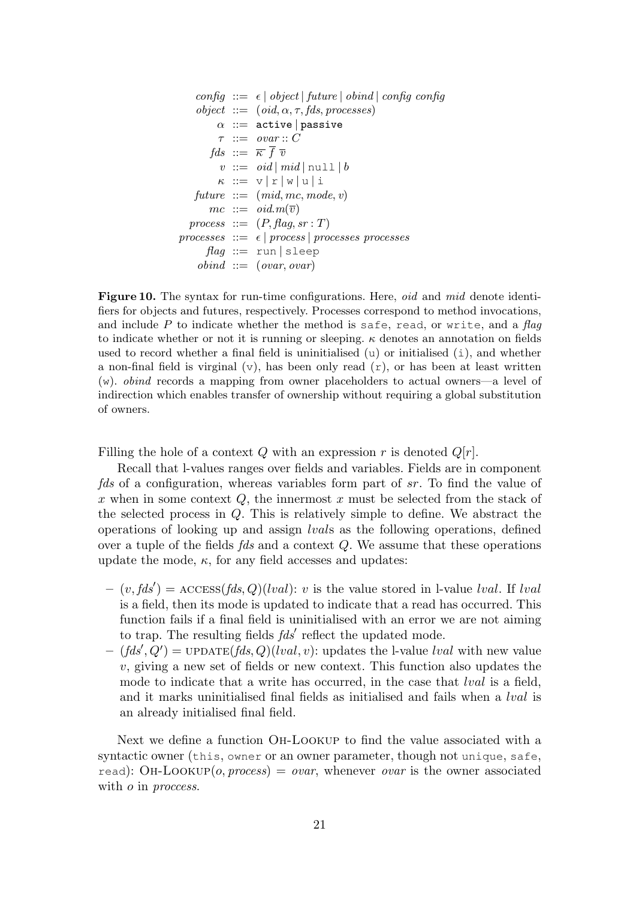$$
\begin{array}{rcl}
\mathit{config} & ::= & \epsilon \mid \mathit{object} \mid \mathit{future} \mid \mathit{obind} \mid \mathit{config}\ \mathit{config} \\
\mathit{object} & ::= & (\mathit{oid}, \alpha, \tau, \mathit{fds}, \mathit{processes}) \\
\alpha & ::= & \texttt{active} \mid \texttt{passive} \\
\tau & ::= & \mathit{ovar} :: C \\
\mathit{fds} & ::= & \overline{\kappa}\ \overline{f}\ \overline{v} \\
v & ::= & \mathit{oid} \mid \mathit{mid} \mid \texttt{null} \mid b \\
\kappa & ::= & \texttt{v} \mid \texttt{r} \mid \texttt{w} \mid \texttt{u} \mid \texttt{i} \\
\mathit{future} & ::= & (\mathit{mid}, \mathit{mc}, \mathit{mode}, v) \\
\mathit{mc} & ::= & \mathit{oid}.m(\overline{v}) \\
\mathit{process} & ::= & (P, \mathit{flag}, \mathit{sr} : T) \\
\mathit{processes} & ::= & \epsilon \mid \mathit{process} \mid \mathit{processes}\ \mathit{processes} \\
\mathit{flag} & ::= & \texttt{run} \mid \texttt{sleep} \\
\mathit{obind} & ::= & (\mathit{ovar}, \mathit{ovar})
\end{array}
$$

**Figure 10.** The syntax for run-time configurations. Here, *oid* and *mid* denote identifiers for objects and futures, respectively. Processes correspond to method invocations, and include $P$ to indicate whether the method is `safe`, `read`, or `write`, and a *flag* to indicate whether or not it is running or sleeping. $\kappa$ denotes an annotation on fields used to record whether a final field is uninitialised (`u`) or initialised (`i`), and whether a non-final field is virginal (`v`), has been only read (`r`), or has been at least written (`w`). *obind* records a mapping from owner placeholders to actual owners—a level of indirection which enables transfer of ownership without requiring a global substitution of owners.

Filling the hole of a context $Q$ with an expression $r$ is denoted $Q[r]$.

Recall that l-values ranges over fields and variables. Fields are in component *fds* of a configuration, whereas variables form part of *sr*. To find the value of $x$ when in some context $Q$, the innermost $x$ must be selected from the stack of the selected process in $Q$. This is relatively simple to define. We abstract the operations of looking up and assign *lval*s as the following operations, defined over a tuple of the fields *fds* and a context $Q$. We assume that these operations update the mode, $\kappa$, for any field accesses and updates:

- $(v, \mathit{fds}') = \textsc{access}(\mathit{fds}, Q)(\mathit{lval})$: $v$ is the value stored in l-value *lval*. If *lval* is a field, then its mode is updated to indicate that a read has occurred. This function fails if a final field is uninitialised with an error we are not aiming to trap. The resulting fields $\mathit{fds}'$ reflect the updated mode.
- $(\mathit{fds}', Q') = \textsc{update}(\mathit{fds}, Q)(\mathit{lval}, v)$: updates the l-value *lval* with new value $v$, giving a new set of fields or new context. This function also updates the mode to indicate that a write has occurred, in the case that *lval* is a field, and it marks uninitialised final fields as initialised and fails when a *lval* is an already initialised final field.

Next we define a function Oh-Lookup to find the value associated with a syntactic owner (`this`, `owner` or an owner parameter, though not `unique`, `safe`, `read`): $\textsc{Oh-Lookup}(o, \mathit{process}) = \mathit{ovar}$, whenever *ovar* is the owner associated with $o$ in *proccess*.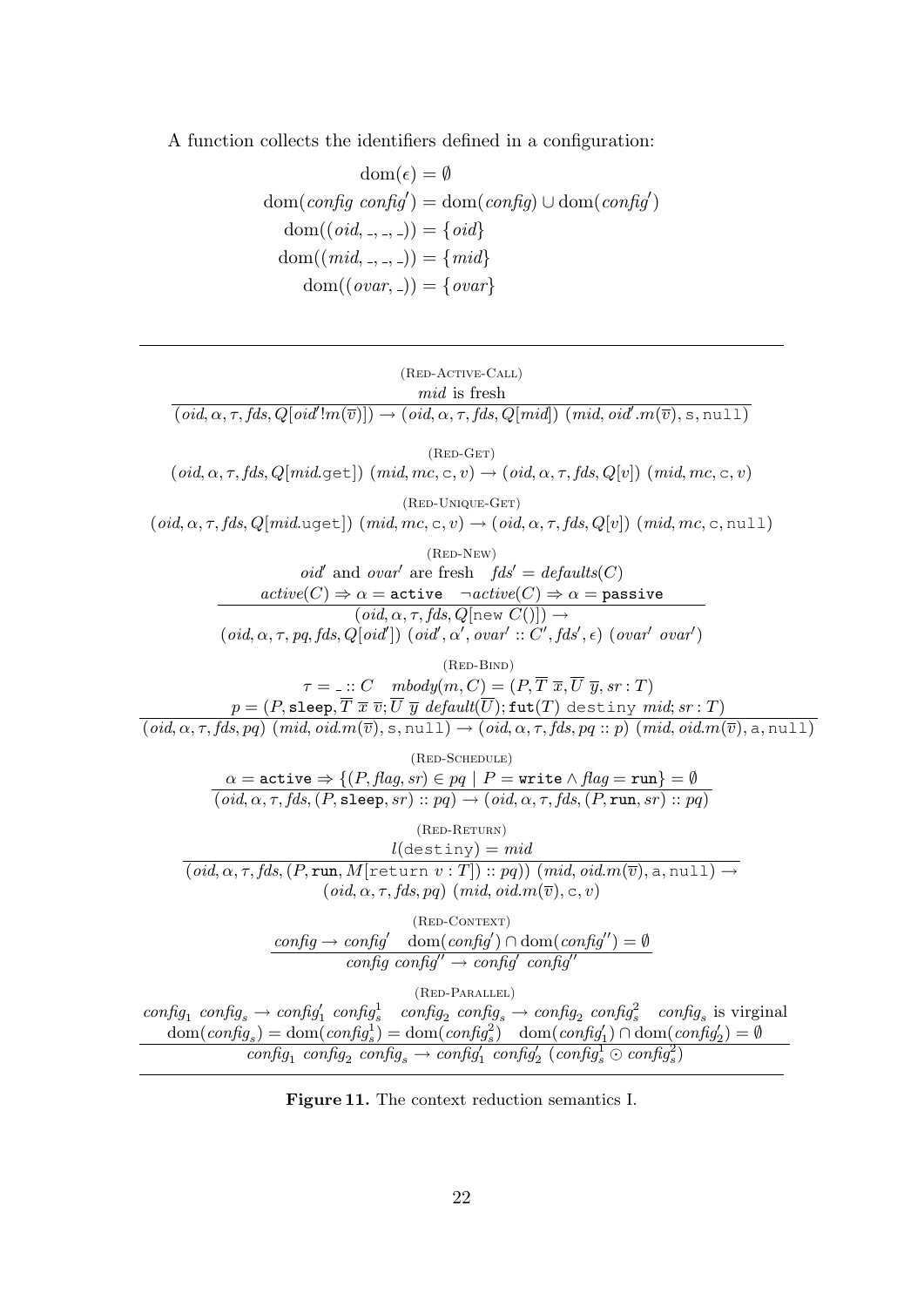A function collects the identifiers defined in a configuration:

$$
\begin{aligned}
\mathrm{dom}(\epsilon) &= \emptyset \\
\mathrm{dom}(\mathit{config}\ \mathit{config}') &= \mathrm{dom}(\mathit{config}) \cup \mathrm{dom}(\mathit{config}') \\
\mathrm{dom}((\mathit{oid}, \_, \_, \_)) &= \{\mathit{oid}\} \\
\mathrm{dom}((\mathit{mid}, \_, \_, \_)) &= \{\mathit{mid}\} \\
\mathrm{dom}((\mathit{ovar}, \_)) &= \{\mathit{ovar}\}
\end{aligned}
$$

---

(Red-Active-Call)

$$
\frac{\mathit{mid} \text{ is fresh}}{(\mathit{oid}, \alpha, \tau, \mathit{fds}, Q[\mathit{oid}'!m(\overline{v})]) \rightarrow (\mathit{oid}, \alpha, \tau, \mathit{fds}, Q[\mathit{mid}])\ (\mathit{mid}, \mathit{oid}'.m(\overline{v}), \mathtt{s}, \mathtt{null})}
$$

(Red-Get)

$$
(\mathit{oid}, \alpha, \tau, \mathit{fds}, Q[\mathit{mid}.\mathtt{get}])\ (\mathit{mid}, \mathit{mc}, \mathtt{c}, v) \rightarrow (\mathit{oid}, \alpha, \tau, \mathit{fds}, Q[v])\ (\mathit{mid}, \mathit{mc}, \mathtt{c}, v)
$$

(Red-Unique-Get)

$$
(\mathit{oid}, \alpha, \tau, \mathit{fds}, Q[\mathit{mid}.\mathtt{uget}])\ (\mathit{mid}, \mathit{mc}, \mathtt{c}, v) \rightarrow (\mathit{oid}, \alpha, \tau, \mathit{fds}, Q[v])\ (\mathit{mid}, \mathit{mc}, \mathtt{c}, \mathtt{null})
$$

(Red-New)

$$
\frac{\begin{array}{c}\mathit{oid}' \text{ and } \mathit{ovar}' \text{ are fresh} \quad \mathit{fds}' = \mathit{defaults}(C) \\ \mathit{active}(C) \Rightarrow \alpha = \mathtt{active} \quad \neg\mathit{active}(C) \Rightarrow \alpha = \mathtt{passive}\end{array}}{\begin{array}{c}(\mathit{oid}, \alpha, \tau, \mathit{fds}, Q[\mathtt{new}\ C()]) \rightarrow \\ (\mathit{oid}, \alpha, \tau, \mathit{pq}, \mathit{fds}, Q[\mathit{oid}'])\ (\mathit{oid}', \alpha', \mathit{ovar}' :: C', \mathit{fds}', \epsilon)\ (\mathit{ovar}'\ \mathit{ovar}')\end{array}}
$$

(Red-Bind)

$$
\frac{\begin{array}{c}\tau = \_ :: C \quad \mathit{mbody}(m, C) = (P, \overline{T}\ \overline{x}, \overline{U}\ \overline{y}, \mathit{sr} : T) \\ p = (P, \mathtt{sleep}, \overline{T}\ \overline{x}\ \overline{v}; \overline{U}\ \overline{y}\ \mathit{default}(\overline{U}); \mathtt{fut}(T)\ \mathtt{destiny}\ \mathit{mid}; \mathit{sr} : T)\end{array}}{(\mathit{oid}, \alpha, \tau, \mathit{fds}, \mathit{pq})\ (\mathit{mid}, \mathit{oid}.m(\overline{v}), \mathtt{s}, \mathtt{null}) \rightarrow (\mathit{oid}, \alpha, \tau, \mathit{fds}, \mathit{pq} :: p)\ (\mathit{mid}, \mathit{oid}.m(\overline{v}), \mathtt{a}, \mathtt{null})}
$$

(Red-Schedule)

$$
\frac{\alpha = \mathtt{active} \Rightarrow \{(P, \mathit{flag}, \mathit{sr}) \in \mathit{pq} \mid P = \mathtt{write} \wedge \mathit{flag} = \mathtt{run}\} = \emptyset}{(\mathit{oid}, \alpha, \tau, \mathit{fds}, (P, \mathtt{sleep}, \mathit{sr}) :: \mathit{pq}) \rightarrow (\mathit{oid}, \alpha, \tau, \mathit{fds}, (P, \mathtt{run}, \mathit{sr}) :: \mathit{pq})}
$$

(Red-Return)

$$
\frac{l(\mathtt{destiny}) = \mathit{mid}}{\begin{array}{c}(\mathit{oid}, \alpha, \tau, \mathit{fds}, (P, \mathtt{run}, M[\mathtt{return}\ v : T]) :: \mathit{pq}))\ (\mathit{mid}, \mathit{oid}.m(\overline{v}), \mathtt{a}, \mathtt{null}) \rightarrow \\ (\mathit{oid}, \alpha, \tau, \mathit{fds}, \mathit{pq})\ (\mathit{mid}, \mathit{oid}.m(\overline{v}), \mathtt{c}, v)\end{array}}
$$

(Red-Context)

$$
\frac{\mathit{config} \rightarrow \mathit{config}' \quad \mathrm{dom}(\mathit{config}') \cap \mathrm{dom}(\mathit{config}'') = \emptyset}{\mathit{config}\ \mathit{config}'' \rightarrow \mathit{config}'\ \mathit{config}''}
$$

(Red-Parallel)

$$
\frac{\begin{array}{c}\mathit{config}_1\ \mathit{config}_s \rightarrow \mathit{config}_1'\ \mathit{config}_s^1 \quad \mathit{config}_2\ \mathit{config}_s \rightarrow \mathit{config}_2\ \mathit{config}_s^2 \quad \mathit{config}_s \text{ is virginal} \\ \mathrm{dom}(\mathit{config}_s) = \mathrm{dom}(\mathit{config}_s^1) = \mathrm{dom}(\mathit{config}_s^2) \quad \mathrm{dom}(\mathit{config}_1') \cap \mathrm{dom}(\mathit{config}_2') = \emptyset\end{array}}{\mathit{config}_1\ \mathit{config}_2\ \mathit{config}_s \rightarrow \mathit{config}_1'\ \mathit{config}_2'\ (\mathit{config}_s^1 \odot \mathit{config}_s^2)}
$$

---

**Figure 11.** The context reduction semantics I.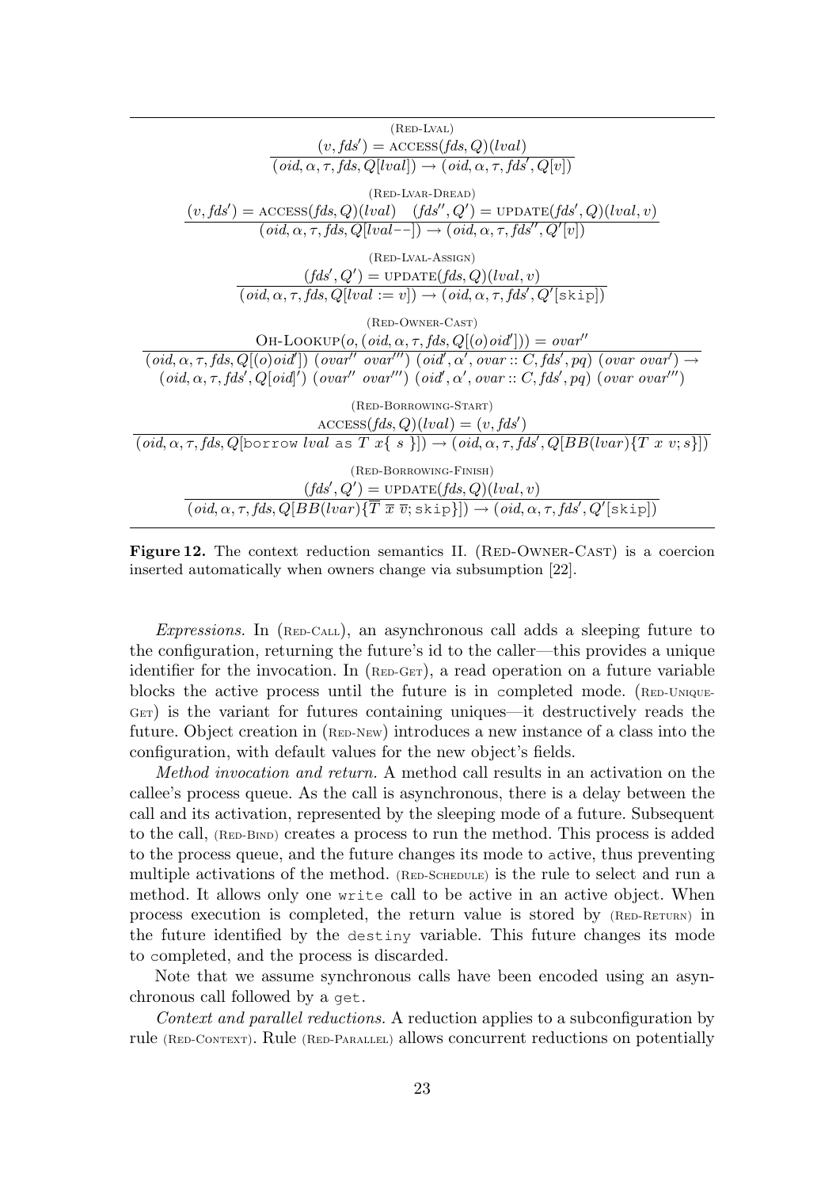(Red-Lval)

$$\frac{(v, fds') = \text{ACCESS}(fds, Q)(lval)}{(oid, \alpha, \tau, fds, Q[lval]) \rightarrow (oid, \alpha, \tau, fds', Q[v])}$$

(Red-Lvar-Dread)

$$\frac{(v, fds') = \text{ACCESS}(fds, Q)(lval) \quad (fds'', Q') = \text{UPDATE}(fds', Q)(lval, v)}{(oid, \alpha, \tau, fds, Q[lval{-}{-}]) \rightarrow (oid, \alpha, \tau, fds'', Q'[v])}$$

(Red-Lval-Assign)

$$\frac{(fds', Q') = \text{UPDATE}(fds, Q)(lval, v)}{(oid, \alpha, \tau, fds, Q[lval := v]) \rightarrow (oid, \alpha, \tau, fds', Q'[\texttt{skip}])}$$

(Red-Owner-Cast)

$$\frac{\text{OH-LOOKUP}(o, (oid, \alpha, \tau, fds, Q[(o)oid'])) = ovar''}{\begin{array}{c}(oid, \alpha, \tau, fds, Q[(o)oid'])\ (ovar''\ ovar''')\ (oid', \alpha', ovar :: C, fds', pq)\ (ovar\ ovar') \rightarrow \\ (oid, \alpha, \tau, fds', Q[oid]')\ (ovar''\ ovar''')\ (oid', \alpha', ovar :: C, fds', pq)\ (ovar\ ovar''')\end{array}}$$

(Red-Borrowing-Start)

$$\frac{\text{ACCESS}(fds, Q)(lval) = (v, fds')}{(oid, \alpha, \tau, fds, Q[\texttt{borrow}\ lval\ \texttt{as}\ T\ x\{\ s\ \}]) \rightarrow (oid, \alpha, \tau, fds', Q[BB(lvar)\{T\ x\ v; s\}])}$$

(Red-Borrowing-Finish)

$$\frac{(fds', Q') = \text{UPDATE}(fds, Q)(lval, v)}{(oid, \alpha, \tau, fds, Q[BB(lvar)\{\overline{T}\ \overline{x}\ \overline{v}; \texttt{skip}\}]) \rightarrow (oid, \alpha, \tau, fds', Q'[\texttt{skip}])}$$

**Figure 12.** The context reduction semantics II. (Red-Owner-Cast) is a coercion inserted automatically when owners change via subsumption [22].

*Expressions.* In (Red-Call), an asynchronous call adds a sleeping future to the configuration, returning the future's id to the caller—this provides a unique identifier for the invocation. In (Red-Get), a read operation on a future variable blocks the active process until the future is in completed mode. (Red-Unique-Get) is the variant for futures containing uniques—it destructively reads the future. Object creation in (Red-New) introduces a new instance of a class into the configuration, with default values for the new object's fields.

*Method invocation and return.* A method call results in an activation on the callee's process queue. As the call is asynchronous, there is a delay between the call and its activation, represented by the sleeping mode of a future. Subsequent to the call, (Red-Bind) creates a process to run the method. This process is added to the process queue, and the future changes its mode to active, thus preventing multiple activations of the method. (Red-Schedule) is the rule to select and run a method. It allows only one `write` call to be active in an active object. When process execution is completed, the return value is stored by (Red-Return) in the future identified by the `destiny` variable. This future changes its mode to completed, and the process is discarded.

Note that we assume synchronous calls have been encoded using an asynchronous call followed by a `get`.

*Context and parallel reductions.* A reduction applies to a subconfiguration by rule (Red-Context). Rule (Red-Parallel) allows concurrent reductions on potentially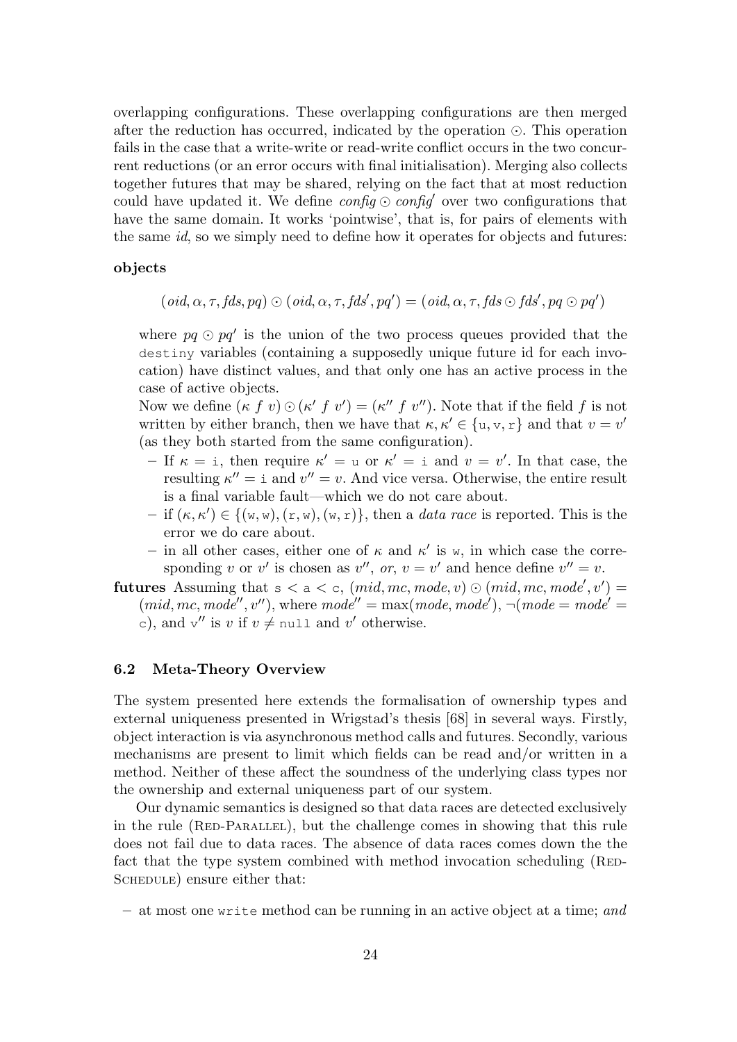overlapping configurations. These overlapping configurations are then merged after the reduction has occurred, indicated by the operation $\odot$. This operation fails in the case that a write-write or read-write conflict occurs in the two concurrent reductions (or an error occurs with final initialisation). Merging also collects together futures that may be shared, relying on the fact that at most reduction could have updated it. We define $config \odot config'$ over two configurations that have the same domain. It works 'pointwise', that is, for pairs of elements with the same *id*, so we simply need to define how it operates for objects and futures:

**objects**

$$(oid, \alpha, \tau, fds, pq) \odot (oid, \alpha, \tau, fds', pq') = (oid, \alpha, \tau, fds \odot fds', pq \odot pq')$$

where $pq \odot pq'$ is the union of the two process queues provided that the `destiny` variables (containing a supposedly unique future id for each invocation) have distinct values, and that only one has an active process in the case of active objects.

Now we define $(\kappa\ f\ v) \odot (\kappa'\ f\ v') = (\kappa''\ f\ v'')$. Note that if the field $f$ is not written by either branch, then we have that $\kappa, \kappa' \in \{\texttt{u}, \texttt{v}, \texttt{r}\}$ and that $v = v'$ (as they both started from the same configuration).

- If $\kappa = \texttt{i}$, then require $\kappa' = \texttt{u}$ or $\kappa' = \texttt{i}$ and $v = v'$. In that case, the resulting $\kappa'' = \texttt{i}$ and $v'' = v$. And vice versa. Otherwise, the entire result is a final variable fault—which we do not care about.
- if $(\kappa, \kappa') \in \{(\texttt{w}, \texttt{w}), (\texttt{r}, \texttt{w}), (\texttt{w}, \texttt{r})\}$, then a *data race* is reported. This is the error we do care about.
- in all other cases, either one of $\kappa$ and $\kappa'$ is $\texttt{w}$, in which case the corresponding $v$ or $v'$ is chosen as $v''$, *or*, $v = v'$ and hence define $v'' = v$.

**futures** Assuming that $\texttt{s} < \texttt{a} < \texttt{c}$, $(mid, mc, mode, v) \odot (mid, mc, mode', v') = (mid, mc, mode'', v'')$, where $mode'' = \max(mode, mode')$, $\neg(mode = mode' = \texttt{c})$, and $\texttt{v}''$ is $v$ if $v \neq \texttt{null}$ and $v'$ otherwise.

### 6.2 Meta-Theory Overview

The system presented here extends the formalisation of ownership types and external uniqueness presented in Wrigstad's thesis [68] in several ways. Firstly, object interaction is via asynchronous method calls and futures. Secondly, various mechanisms are present to limit which fields can be read and/or written in a method. Neither of these affect the soundness of the underlying class types nor the ownership and external uniqueness part of our system.

Our dynamic semantics is designed so that data races are detected exclusively in the rule (Red-Parallel), but the challenge comes in showing that this rule does not fail due to data races. The absence of data races comes down the the fact that the type system combined with method invocation scheduling (Red-Schedule) ensure either that:

- at most one `write` method can be running in an active object at a time; *and*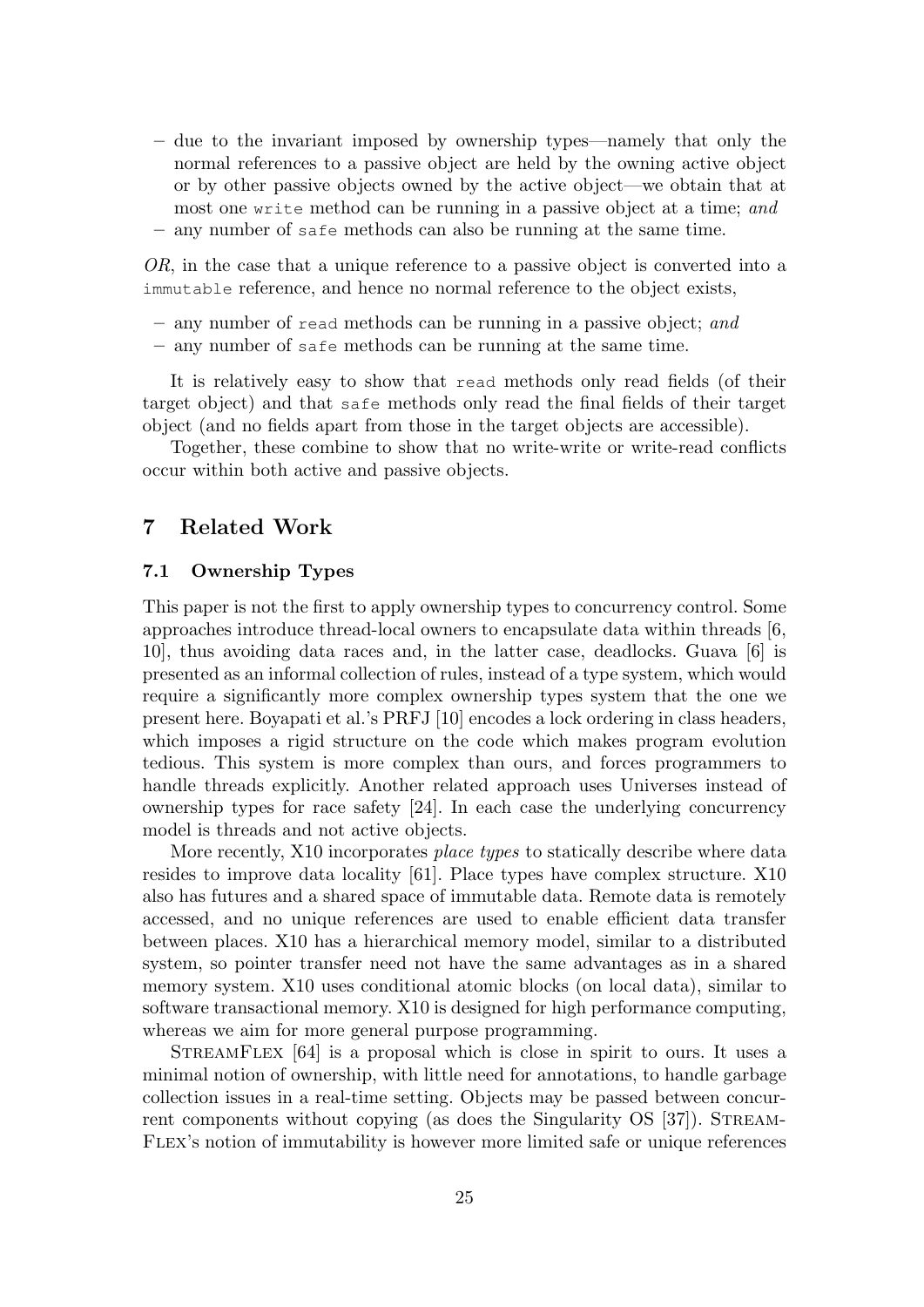- due to the invariant imposed by ownership types—namely that only the normal references to a passive object are held by the owning active object or by other passive objects owned by the active object—we obtain that at most one `write` method can be running in a passive object at a time; *and*
- any number of `safe` methods can also be running at the same time.

*OR*, in the case that a unique reference to a passive object is converted into a `immutable` reference, and hence no normal reference to the object exists,

- any number of `read` methods can be running in a passive object; *and*
- any number of `safe` methods can be running at the same time.

It is relatively easy to show that `read` methods only read fields (of their target object) and that `safe` methods only read the final fields of their target object (and no fields apart from those in the target objects are accessible).

Together, these combine to show that no write-write or write-read conflicts occur within both active and passive objects.

## 7 Related Work

### 7.1 Ownership Types

This paper is not the first to apply ownership types to concurrency control. Some approaches introduce thread-local owners to encapsulate data within threads [6, 10], thus avoiding data races and, in the latter case, deadlocks. Guava [6] is presented as an informal collection of rules, instead of a type system, which would require a significantly more complex ownership types system that the one we present here. Boyapati et al.'s PRFJ [10] encodes a lock ordering in class headers, which imposes a rigid structure on the code which makes program evolution tedious. This system is more complex than ours, and forces programmers to handle threads explicitly. Another related approach uses Universes instead of ownership types for race safety [24]. In each case the underlying concurrency model is threads and not active objects.

More recently, X10 incorporates *place types* to statically describe where data resides to improve data locality [61]. Place types have complex structure. X10 also has futures and a shared space of immutable data. Remote data is remotely accessed, and no unique references are used to enable efficient data transfer between places. X10 has a hierarchical memory model, similar to a distributed system, so pointer transfer need not have the same advantages as in a shared memory system. X10 uses conditional atomic blocks (on local data), similar to software transactional memory. X10 is designed for high performance computing, whereas we aim for more general purpose programming.

StreamFlex [64] is a proposal which is close in spirit to ours. It uses a minimal notion of ownership, with little need for annotations, to handle garbage collection issues in a real-time setting. Objects may be passed between concurrent components without copying (as does the Singularity OS [37]). StreamFlex's notion of immutability is however more limited safe or unique references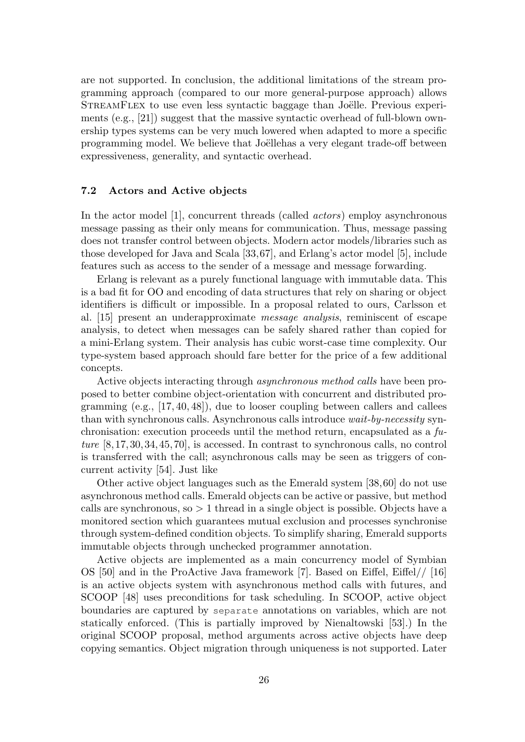are not supported. In conclusion, the additional limitations of the stream programming approach (compared to our more general-purpose approach) allows StreamFlex to use even less syntactic baggage than Joëlle. Previous experiments (e.g., [21]) suggest that the massive syntactic overhead of full-blown ownership types systems can be very much lowered when adapted to more a specific programming model. We believe that Joëllehas a very elegant trade-off between expressiveness, generality, and syntactic overhead.

### 7.2 Actors and Active objects

In the actor model [1], concurrent threads (called *actors*) employ asynchronous message passing as their only means for communication. Thus, message passing does not transfer control between objects. Modern actor models/libraries such as those developed for Java and Scala [33,67], and Erlang's actor model [5], include features such as access to the sender of a message and message forwarding.

Erlang is relevant as a purely functional language with immutable data. This is a bad fit for OO and encoding of data structures that rely on sharing or object identifiers is difficult or impossible. In a proposal related to ours, Carlsson et al. [15] present an underapproximate *message analysis*, reminiscent of escape analysis, to detect when messages can be safely shared rather than copied for a mini-Erlang system. Their analysis has cubic worst-case time complexity. Our type-system based approach should fare better for the price of a few additional concepts.

Active objects interacting through *asynchronous method calls* have been proposed to better combine object-orientation with concurrent and distributed programming (e.g., [17, 40, 48]), due to looser coupling between callers and callees than with synchronous calls. Asynchronous calls introduce *wait-by-necessity* synchronisation: execution proceeds until the method return, encapsulated as a *future* [8, 17, 30, 34, 45, 70], is accessed. In contrast to synchronous calls, no control is transferred with the call; asynchronous calls may be seen as triggers of concurrent activity [54]. Just like

Other active object languages such as the Emerald system [38,60] do not use asynchronous method calls. Emerald objects can be active or passive, but method calls are synchronous, so $> 1$ thread in a single object is possible. Objects have a monitored section which guarantees mutual exclusion and processes synchronise through system-defined condition objects. To simplify sharing, Emerald supports immutable objects through unchecked programmer annotation.

Active objects are implemented as a main concurrency model of Symbian OS [50] and in the ProActive Java framework [7]. Based on Eiffel, Eiffel// [16] is an active objects system with asynchronous method calls with futures, and SCOOP [48] uses preconditions for task scheduling. In SCOOP, active object boundaries are captured by `separate` annotations on variables, which are not statically enforced. (This is partially improved by Nienaltowski [53].) In the original SCOOP proposal, method arguments across active objects have deep copying semantics. Object migration through uniqueness is not supported. Later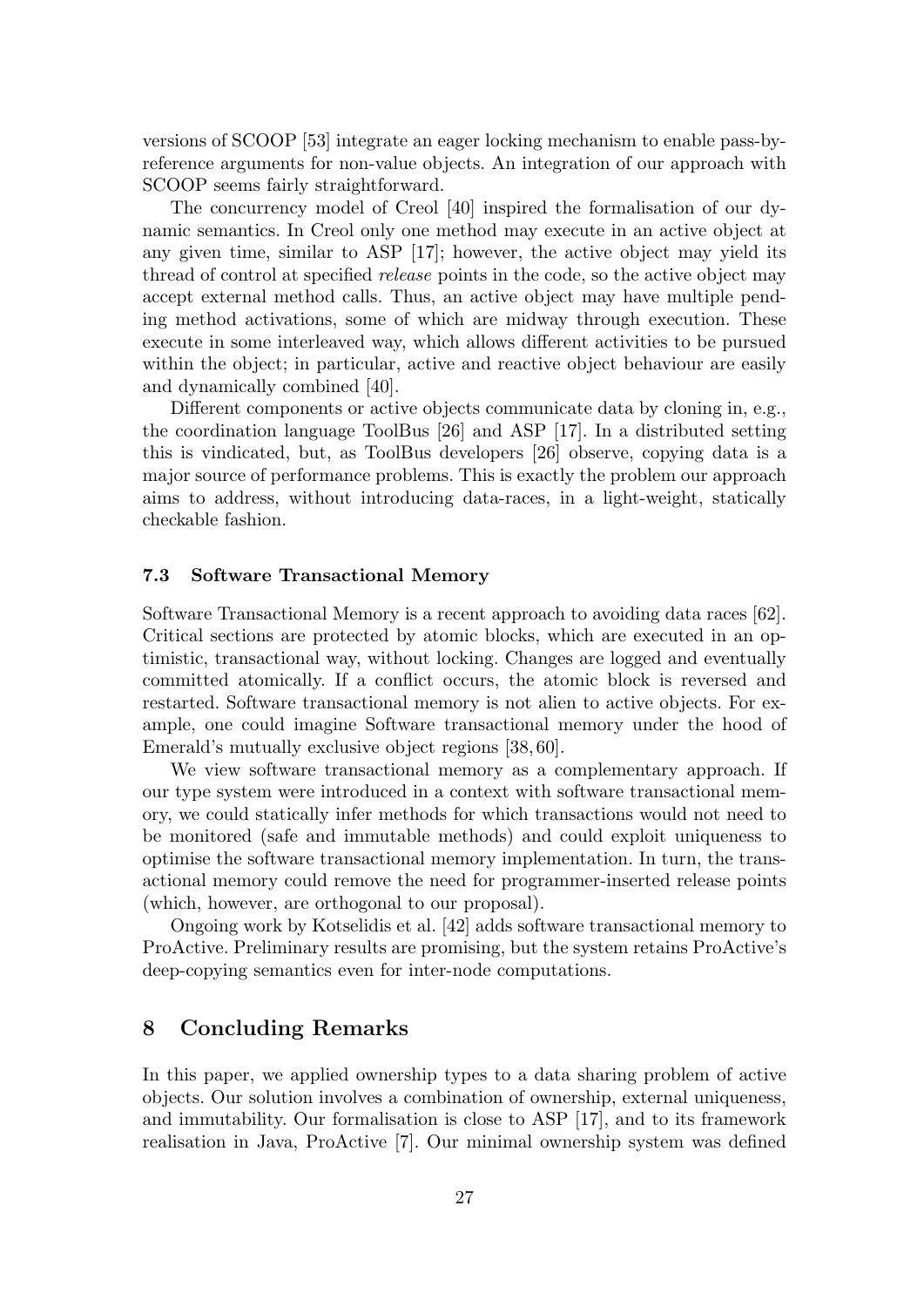versions of SCOOP [53] integrate an eager locking mechanism to enable pass-by-reference arguments for non-value objects. An integration of our approach with SCOOP seems fairly straightforward.

The concurrency model of Creol [40] inspired the formalisation of our dynamic semantics. In Creol only one method may execute in an active object at any given time, similar to ASP [17]; however, the active object may yield its thread of control at specified *release* points in the code, so the active object may accept external method calls. Thus, an active object may have multiple pending method activations, some of which are midway through execution. These execute in some interleaved way, which allows different activities to be pursued within the object; in particular, active and reactive object behaviour are easily and dynamically combined [40].

Different components or active objects communicate data by cloning in, e.g., the coordination language ToolBus [26] and ASP [17]. In a distributed setting this is vindicated, but, as ToolBus developers [26] observe, copying data is a major source of performance problems. This is exactly the problem our approach aims to address, without introducing data-races, in a light-weight, statically checkable fashion.

### 7.3 Software Transactional Memory

Software Transactional Memory is a recent approach to avoiding data races [62]. Critical sections are protected by atomic blocks, which are executed in an optimistic, transactional way, without locking. Changes are logged and eventually committed atomically. If a conflict occurs, the atomic block is reversed and restarted. Software transactional memory is not alien to active objects. For example, one could imagine Software transactional memory under the hood of Emerald's mutually exclusive object regions [38, 60].

We view software transactional memory as a complementary approach. If our type system were introduced in a context with software transactional memory, we could statically infer methods for which transactions would not need to be monitored (safe and immutable methods) and could exploit uniqueness to optimise the software transactional memory implementation. In turn, the transactional memory could remove the need for programmer-inserted release points (which, however, are orthogonal to our proposal).

Ongoing work by Kotselidis et al. [42] adds software transactional memory to ProActive. Preliminary results are promising, but the system retains ProActive's deep-copying semantics even for inter-node computations.

## 8 Concluding Remarks

In this paper, we applied ownership types to a data sharing problem of active objects. Our solution involves a combination of ownership, external uniqueness, and immutability. Our formalisation is close to ASP [17], and to its framework realisation in Java, ProActive [7]. Our minimal ownership system was defined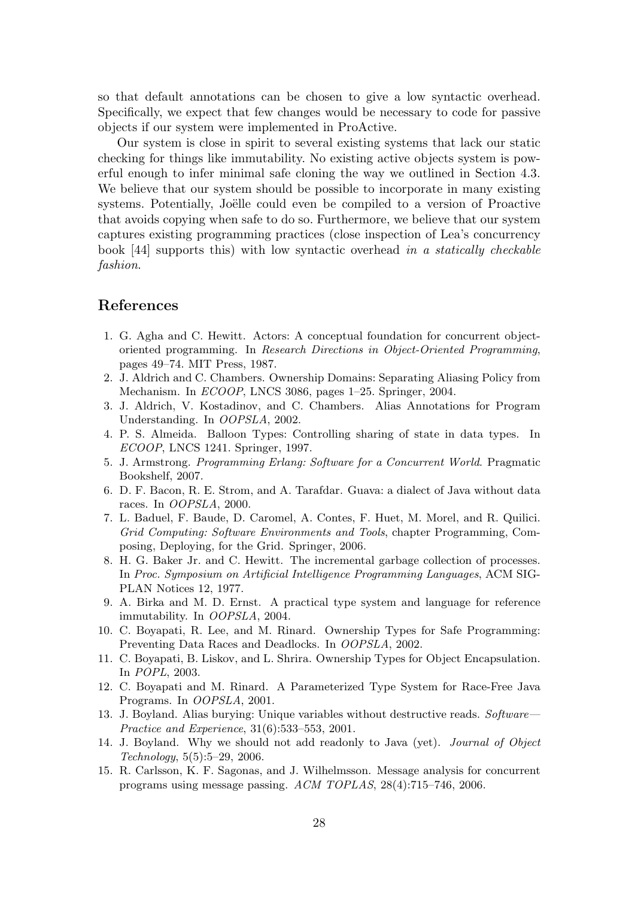so that default annotations can be chosen to give a low syntactic overhead. Specifically, we expect that few changes would be necessary to code for passive objects if our system were implemented in ProActive.

Our system is close in spirit to several existing systems that lack our static checking for things like immutability. No existing active objects system is powerful enough to infer minimal safe cloning the way we outlined in Section 4.3. We believe that our system should be possible to incorporate in many existing systems. Potentially, Joëlle could even be compiled to a version of Proactive that avoids copying when safe to do so. Furthermore, we believe that our system captures existing programming practices (close inspection of Lea's concurrency book [44] supports this) with low syntactic overhead *in a statically checkable fashion*.

## References

1. G. Agha and C. Hewitt. Actors: A conceptual foundation for concurrent object-oriented programming. In *Research Directions in Object-Oriented Programming*, pages 49–74. MIT Press, 1987.
2. J. Aldrich and C. Chambers. Ownership Domains: Separating Aliasing Policy from Mechanism. In *ECOOP*, LNCS 3086, pages 1–25. Springer, 2004.
3. J. Aldrich, V. Kostadinov, and C. Chambers. Alias Annotations for Program Understanding. In *OOPSLA*, 2002.
4. P. S. Almeida. Balloon Types: Controlling sharing of state in data types. In *ECOOP*, LNCS 1241. Springer, 1997.
5. J. Armstrong. *Programming Erlang: Software for a Concurrent World*. Pragmatic Bookshelf, 2007.
6. D. F. Bacon, R. E. Strom, and A. Tarafdar. Guava: a dialect of Java without data races. In *OOPSLA*, 2000.
7. L. Baduel, F. Baude, D. Caromel, A. Contes, F. Huet, M. Morel, and R. Quilici. *Grid Computing: Software Environments and Tools*, chapter Programming, Composing, Deploying, for the Grid. Springer, 2006.
8. H. G. Baker Jr. and C. Hewitt. The incremental garbage collection of processes. In *Proc. Symposium on Artificial Intelligence Programming Languages*, ACM SIGPLAN Notices 12, 1977.
9. A. Birka and M. D. Ernst. A practical type system and language for reference immutability. In *OOPSLA*, 2004.
10. C. Boyapati, R. Lee, and M. Rinard. Ownership Types for Safe Programming: Preventing Data Races and Deadlocks. In *OOPSLA*, 2002.
11. C. Boyapati, B. Liskov, and L. Shrira. Ownership Types for Object Encapsulation. In *POPL*, 2003.
12. C. Boyapati and M. Rinard. A Parameterized Type System for Race-Free Java Programs. In *OOPSLA*, 2001.
13. J. Boyland. Alias burying: Unique variables without destructive reads. *Software—Practice and Experience*, 31(6):533–553, 2001.
14. J. Boyland. Why we should not add readonly to Java (yet). *Journal of Object Technology*, 5(5):5–29, 2006.
15. R. Carlsson, K. F. Sagonas, and J. Wilhelmsson. Message analysis for concurrent programs using message passing. *ACM TOPLAS*, 28(4):715–746, 2006.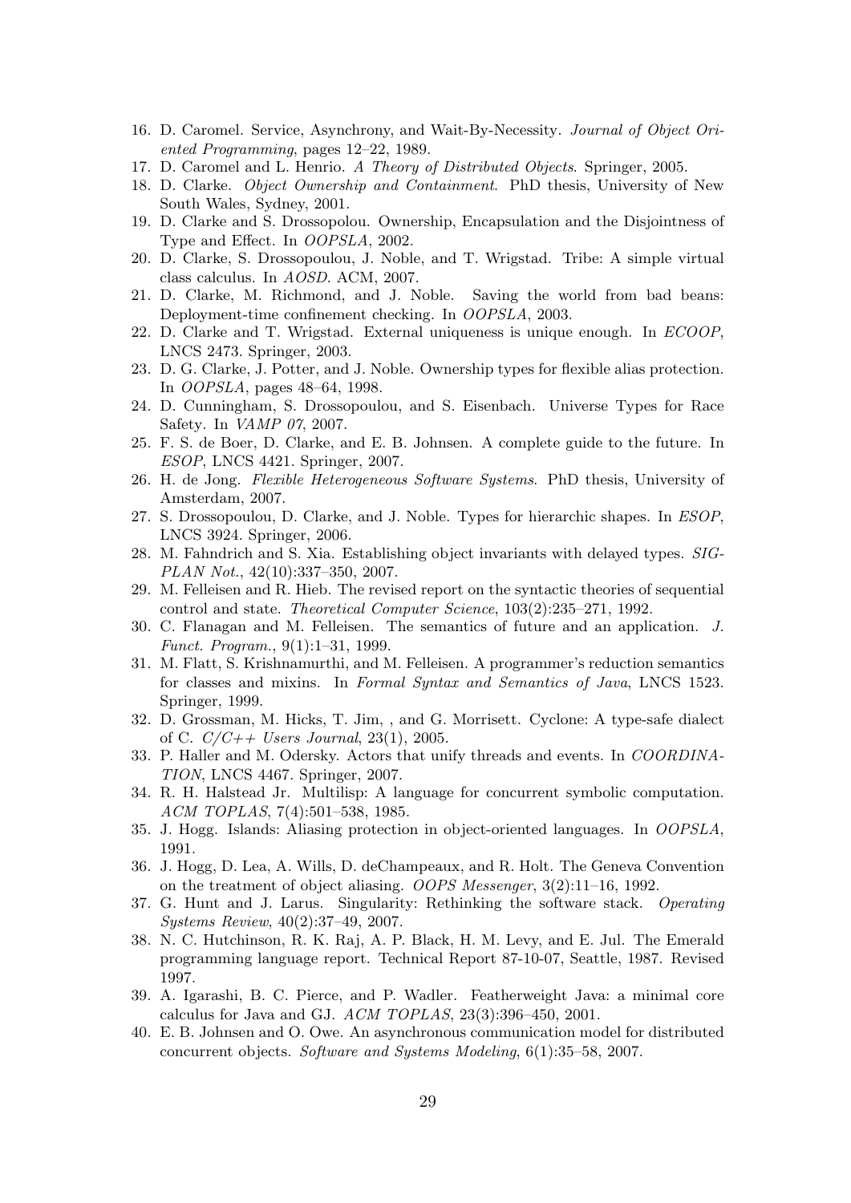16. D. Caromel. Service, Asynchrony, and Wait-By-Necessity. *Journal of Object Oriented Programming*, pages 12–22, 1989.
17. D. Caromel and L. Henrio. *A Theory of Distributed Objects*. Springer, 2005.
18. D. Clarke. *Object Ownership and Containment*. PhD thesis, University of New South Wales, Sydney, 2001.
19. D. Clarke and S. Drossopolou. Ownership, Encapsulation and the Disjointness of Type and Effect. In *OOPSLA*, 2002.
20. D. Clarke, S. Drossopoulou, J. Noble, and T. Wrigstad. Tribe: A simple virtual class calculus. In *AOSD*. ACM, 2007.
21. D. Clarke, M. Richmond, and J. Noble. Saving the world from bad beans: Deployment-time confinement checking. In *OOPSLA*, 2003.
22. D. Clarke and T. Wrigstad. External uniqueness is unique enough. In *ECOOP*, LNCS 2473. Springer, 2003.
23. D. G. Clarke, J. Potter, and J. Noble. Ownership types for flexible alias protection. In *OOPSLA*, pages 48–64, 1998.
24. D. Cunningham, S. Drossopoulou, and S. Eisenbach. Universe Types for Race Safety. In *VAMP 07*, 2007.
25. F. S. de Boer, D. Clarke, and E. B. Johnsen. A complete guide to the future. In *ESOP*, LNCS 4421. Springer, 2007.
26. H. de Jong. *Flexible Heterogeneous Software Systems*. PhD thesis, University of Amsterdam, 2007.
27. S. Drossopoulou, D. Clarke, and J. Noble. Types for hierarchic shapes. In *ESOP*, LNCS 3924. Springer, 2006.
28. M. Fahndrich and S. Xia. Establishing object invariants with delayed types. *SIGPLAN Not.*, 42(10):337–350, 2007.
29. M. Felleisen and R. Hieb. The revised report on the syntactic theories of sequential control and state. *Theoretical Computer Science*, 103(2):235–271, 1992.
30. C. Flanagan and M. Felleisen. The semantics of future and an application. *J. Funct. Program.*, 9(1):1–31, 1999.
31. M. Flatt, S. Krishnamurthi, and M. Felleisen. A programmer's reduction semantics for classes and mixins. In *Formal Syntax and Semantics of Java*, LNCS 1523. Springer, 1999.
32. D. Grossman, M. Hicks, T. Jim, , and G. Morrisett. Cyclone: A type-safe dialect of C. *C/C++ Users Journal*, 23(1), 2005.
33. P. Haller and M. Odersky. Actors that unify threads and events. In *COORDINATION*, LNCS 4467. Springer, 2007.
34. R. H. Halstead Jr. Multilisp: A language for concurrent symbolic computation. *ACM TOPLAS*, 7(4):501–538, 1985.
35. J. Hogg. Islands: Aliasing protection in object-oriented languages. In *OOPSLA*, 1991.
36. J. Hogg, D. Lea, A. Wills, D. deChampeaux, and R. Holt. The Geneva Convention on the treatment of object aliasing. *OOPS Messenger*, 3(2):11–16, 1992.
37. G. Hunt and J. Larus. Singularity: Rethinking the software stack. *Operating Systems Review*, 40(2):37–49, 2007.
38. N. C. Hutchinson, R. K. Raj, A. P. Black, H. M. Levy, and E. Jul. The Emerald programming language report. Technical Report 87-10-07, Seattle, 1987. Revised 1997.
39. A. Igarashi, B. C. Pierce, and P. Wadler. Featherweight Java: a minimal core calculus for Java and GJ. *ACM TOPLAS*, 23(3):396–450, 2001.
40. E. B. Johnsen and O. Owe. An asynchronous communication model for distributed concurrent objects. *Software and Systems Modeling*, 6(1):35–58, 2007.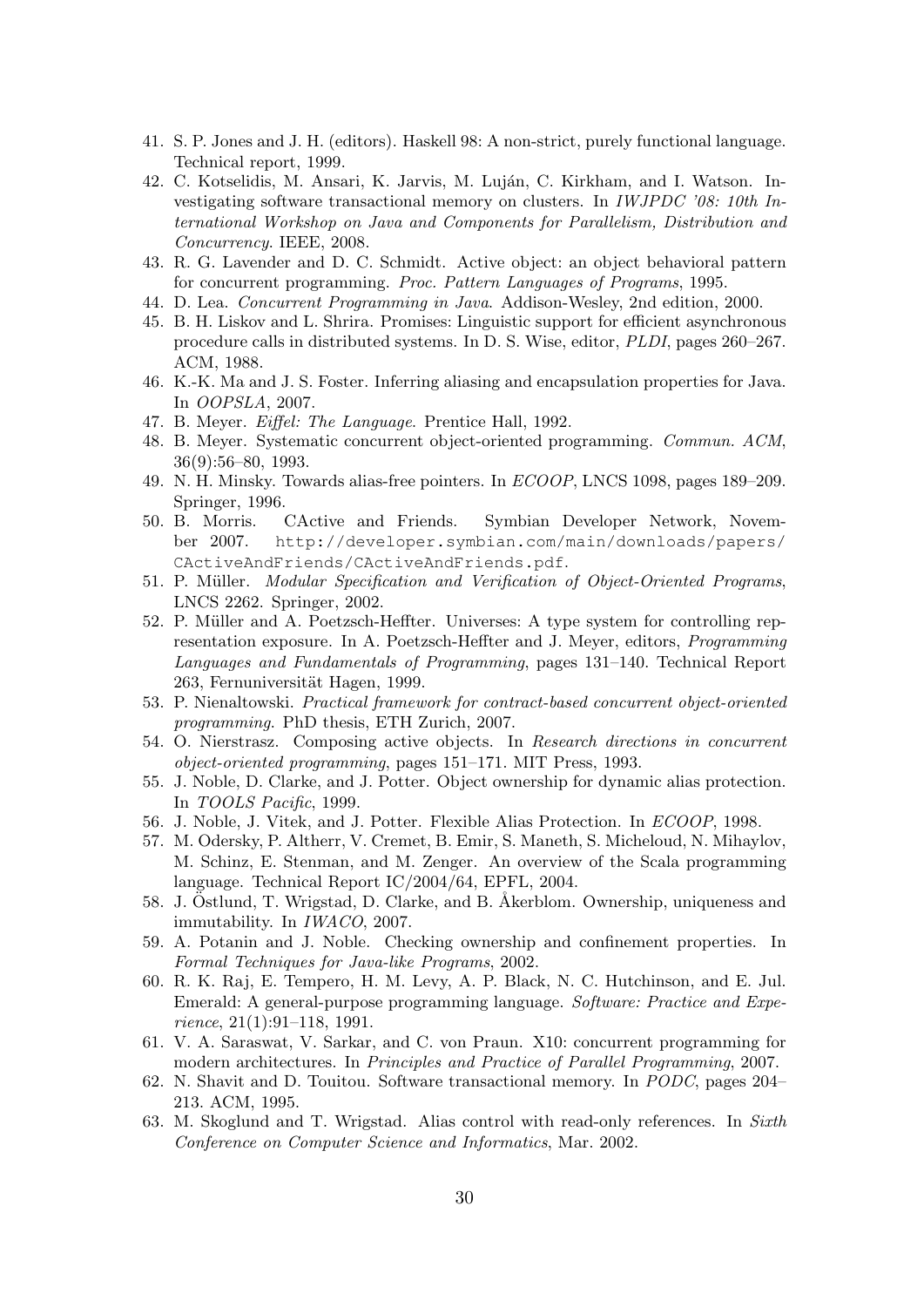41. S. P. Jones and J. H. (editors). Haskell 98: A non-strict, purely functional language. Technical report, 1999.
42. C. Kotselidis, M. Ansari, K. Jarvis, M. Luján, C. Kirkham, and I. Watson. Investigating software transactional memory on clusters. In *IWJPDC '08: 10th International Workshop on Java and Components for Parallelism, Distribution and Concurrency*. IEEE, 2008.
43. R. G. Lavender and D. C. Schmidt. Active object: an object behavioral pattern for concurrent programming. *Proc. Pattern Languages of Programs*, 1995.
44. D. Lea. *Concurrent Programming in Java*. Addison-Wesley, 2nd edition, 2000.
45. B. H. Liskov and L. Shrira. Promises: Linguistic support for efficient asynchronous procedure calls in distributed systems. In D. S. Wise, editor, *PLDI*, pages 260–267. ACM, 1988.
46. K.-K. Ma and J. S. Foster. Inferring aliasing and encapsulation properties for Java. In *OOPSLA*, 2007.
47. B. Meyer. *Eiffel: The Language*. Prentice Hall, 1992.
48. B. Meyer. Systematic concurrent object-oriented programming. *Commun. ACM*, 36(9):56–80, 1993.
49. N. H. Minsky. Towards alias-free pointers. In *ECOOP*, LNCS 1098, pages 189–209. Springer, 1996.
50. B. Morris. CActive and Friends. Symbian Developer Network, November 2007. `http://developer.symbian.com/main/downloads/papers/CActiveAndFriends/CActiveAndFriends.pdf`.
51. P. Müller. *Modular Specification and Verification of Object-Oriented Programs*, LNCS 2262. Springer, 2002.
52. P. Müller and A. Poetzsch-Heffter. Universes: A type system for controlling representation exposure. In A. Poetzsch-Heffter and J. Meyer, editors, *Programming Languages and Fundamentals of Programming*, pages 131–140. Technical Report 263, Fernuniversität Hagen, 1999.
53. P. Nienaltowski. *Practical framework for contract-based concurrent object-oriented programming*. PhD thesis, ETH Zurich, 2007.
54. O. Nierstrasz. Composing active objects. In *Research directions in concurrent object-oriented programming*, pages 151–171. MIT Press, 1993.
55. J. Noble, D. Clarke, and J. Potter. Object ownership for dynamic alias protection. In *TOOLS Pacific*, 1999.
56. J. Noble, J. Vitek, and J. Potter. Flexible Alias Protection. In *ECOOP*, 1998.
57. M. Odersky, P. Altherr, V. Cremet, B. Emir, S. Maneth, S. Micheloud, N. Mihaylov, M. Schinz, E. Stenman, and M. Zenger. An overview of the Scala programming language. Technical Report IC/2004/64, EPFL, 2004.
58. J. Östlund, T. Wrigstad, D. Clarke, and B. Åkerblom. Ownership, uniqueness and immutability. In *IWACO*, 2007.
59. A. Potanin and J. Noble. Checking ownership and confinement properties. In *Formal Techniques for Java-like Programs*, 2002.
60. R. K. Raj, E. Tempero, H. M. Levy, A. P. Black, N. C. Hutchinson, and E. Jul. Emerald: A general-purpose programming language. *Software: Practice and Experience*, 21(1):91–118, 1991.
61. V. A. Saraswat, V. Sarkar, and C. von Praun. X10: concurrent programming for modern architectures. In *Principles and Practice of Parallel Programming*, 2007.
62. N. Shavit and D. Touitou. Software transactional memory. In *PODC*, pages 204–213. ACM, 1995.
63. M. Skoglund and T. Wrigstad. Alias control with read-only references. In *Sixth Conference on Computer Science and Informatics*, Mar. 2002.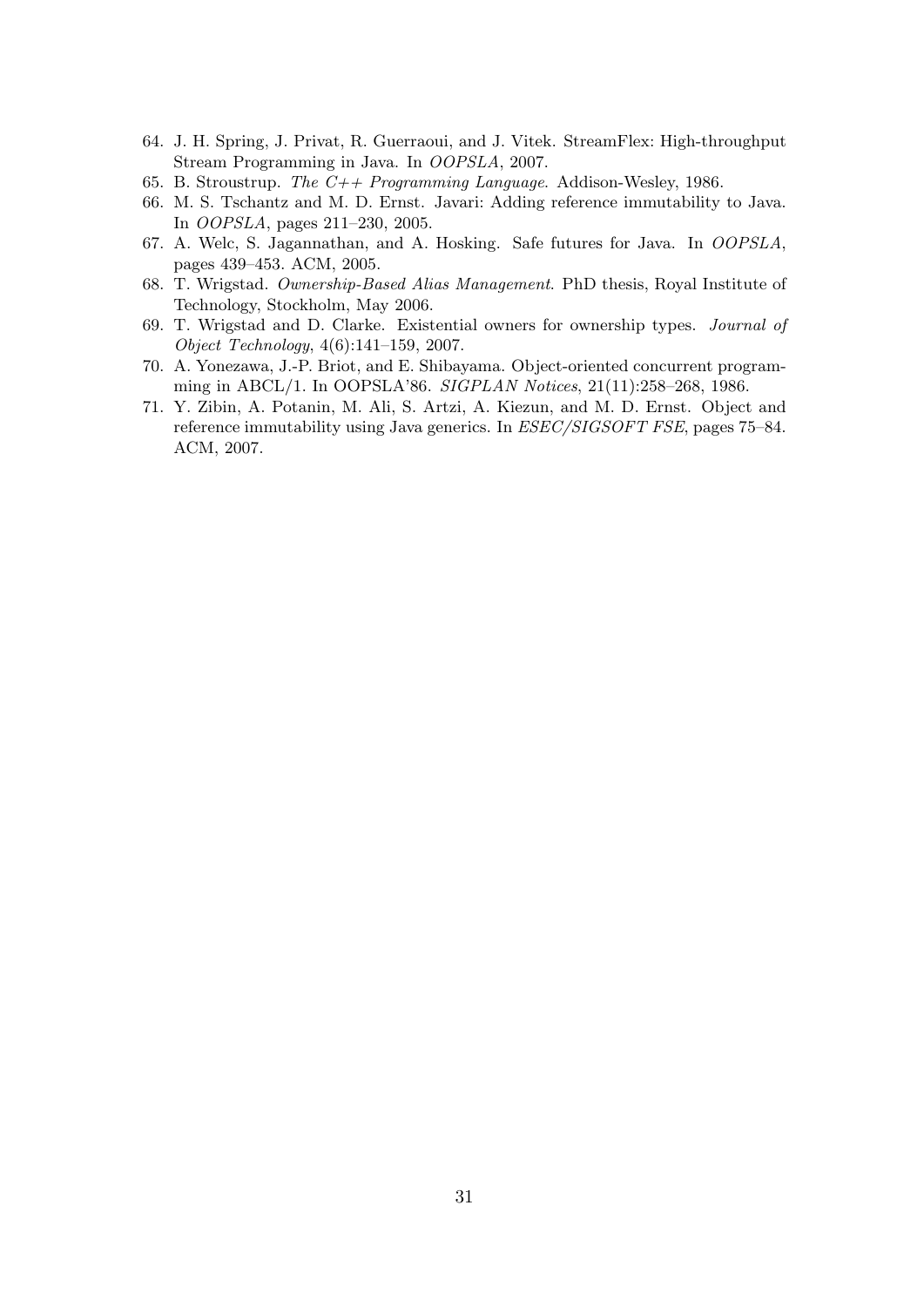64. J. H. Spring, J. Privat, R. Guerraoui, and J. Vitek. StreamFlex: High-throughput Stream Programming in Java. In *OOPSLA*, 2007.
65. B. Stroustrup. *The C++ Programming Language*. Addison-Wesley, 1986.
66. M. S. Tschantz and M. D. Ernst. Javari: Adding reference immutability to Java. In *OOPSLA*, pages 211–230, 2005.
67. A. Welc, S. Jagannathan, and A. Hosking. Safe futures for Java. In *OOPSLA*, pages 439–453. ACM, 2005.
68. T. Wrigstad. *Ownership-Based Alias Management*. PhD thesis, Royal Institute of Technology, Stockholm, May 2006.
69. T. Wrigstad and D. Clarke. Existential owners for ownership types. *Journal of Object Technology*, 4(6):141–159, 2007.
70. A. Yonezawa, J.-P. Briot, and E. Shibayama. Object-oriented concurrent programming in ABCL/1. In OOPSLA'86. *SIGPLAN Notices*, 21(11):258–268, 1986.
71. Y. Zibin, A. Potanin, M. Ali, S. Artzi, A. Kiezun, and M. D. Ernst. Object and reference immutability using Java generics. In *ESEC/SIGSOFT FSE*, pages 75–84. ACM, 2007.